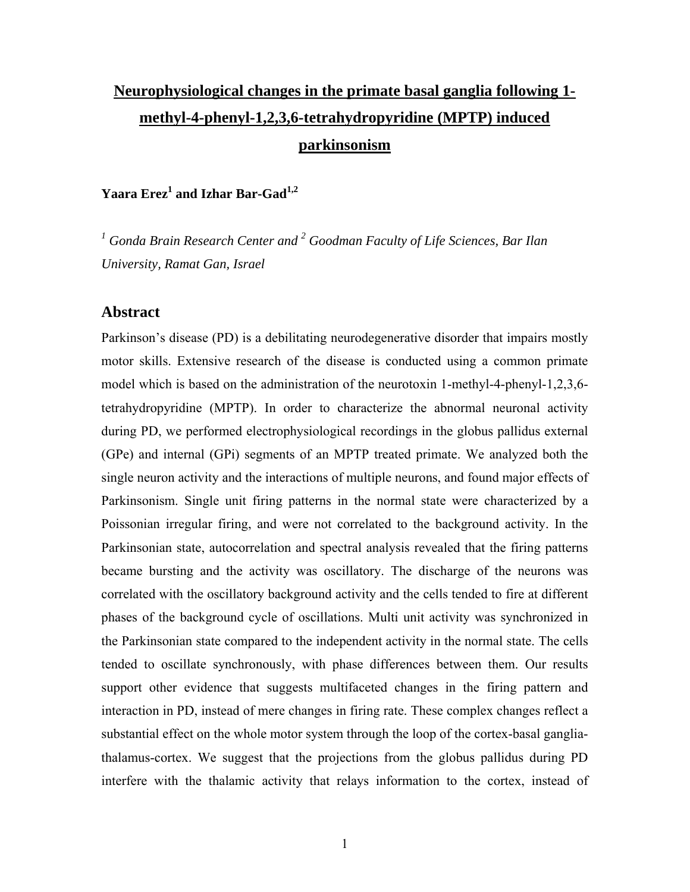# Neurophysiological changes in the primate basal ganglia following 1-methyl-4-phenyl-1,2,3,6-tetrahydropyridine (MPTP) induced parkinsonism

**Yaara Erez[1] and Izhar Bar-Gad[1,2]**

*[1] Gonda Brain Research Center and [2] Goodman Faculty of Life Sciences, Bar Ilan University, Ramat Gan, Israel*

## Abstract

Parkinson's disease (PD) is a debilitating neurodegenerative disorder that impairs mostly motor skills. Extensive research of the disease is conducted using a common primate model which is based on the administration of the neurotoxin 1-methyl-4-phenyl-1,2,3,6-tetrahydropyridine (MPTP). In order to characterize the abnormal neuronal activity during PD, we performed electrophysiological recordings in the globus pallidus external (GPe) and internal (GPi) segments of an MPTP treated primate. We analyzed both the single neuron activity and the interactions of multiple neurons, and found major effects of Parkinsonism. Single unit firing patterns in the normal state were characterized by a Poissonian irregular firing, and were not correlated to the background activity. In the Parkinsonian state, autocorrelation and spectral analysis revealed that the firing patterns became bursting and the activity was oscillatory. The discharge of the neurons was correlated with the oscillatory background activity and the cells tended to fire at different phases of the background cycle of oscillations. Multi unit activity was synchronized in the Parkinsonian state compared to the independent activity in the normal state. The cells tended to oscillate synchronously, with phase differences between them. Our results support other evidence that suggests multifaceted changes in the firing pattern and interaction in PD, instead of mere changes in firing rate. These complex changes reflect a substantial effect on the whole motor system through the loop of the cortex-basal ganglia-thalamus-cortex. We suggest that the projections from the globus pallidus during PD interfere with the thalamic activity that relays information to the cortex, instead of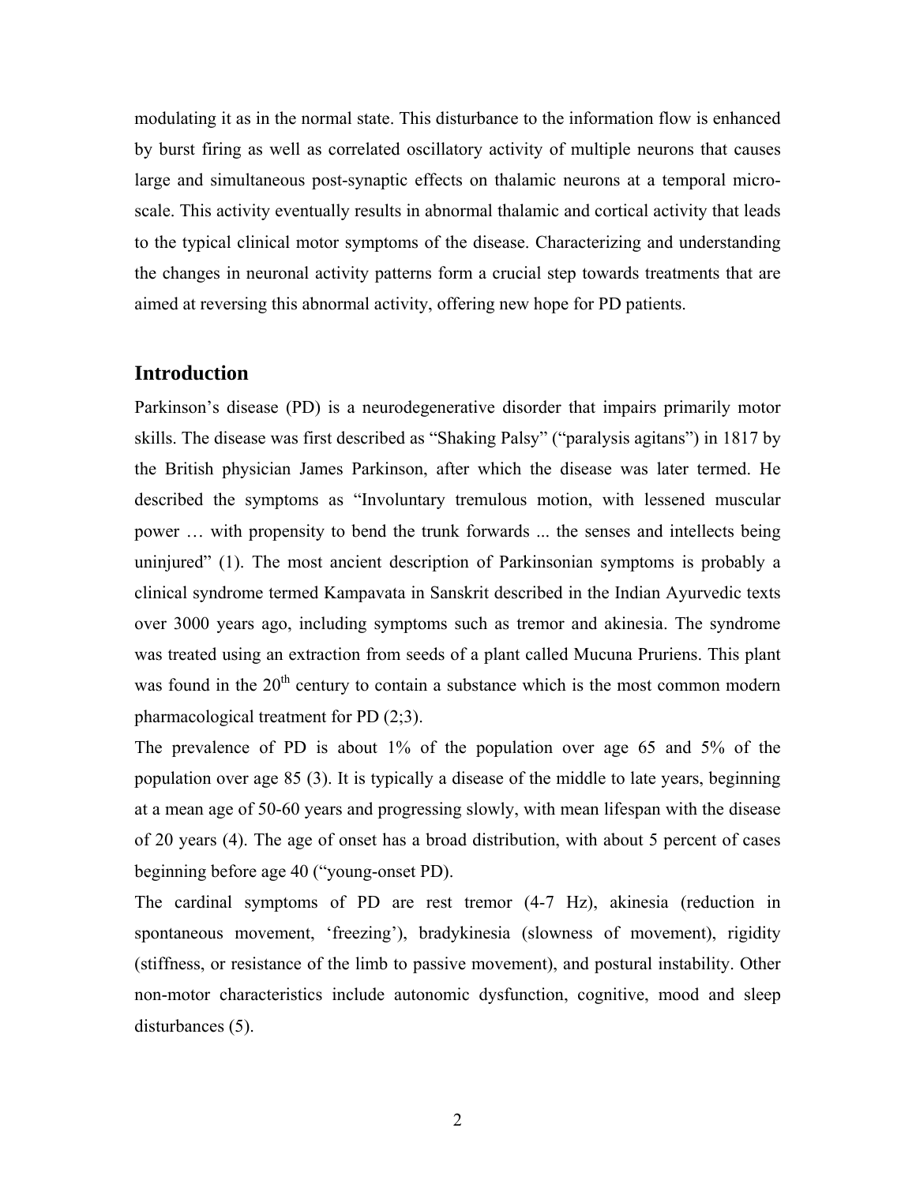modulating it as in the normal state. This disturbance to the information flow is enhanced by burst firing as well as correlated oscillatory activity of multiple neurons that causes large and simultaneous post-synaptic effects on thalamic neurons at a temporal micro-scale. This activity eventually results in abnormal thalamic and cortical activity that leads to the typical clinical motor symptoms of the disease. Characterizing and understanding the changes in neuronal activity patterns form a crucial step towards treatments that are aimed at reversing this abnormal activity, offering new hope for PD patients.

## Introduction

Parkinson's disease (PD) is a neurodegenerative disorder that impairs primarily motor skills. The disease was first described as "Shaking Palsy" ("paralysis agitans") in 1817 by the British physician James Parkinson, after which the disease was later termed. He described the symptoms as "Involuntary tremulous motion, with lessened muscular power … with propensity to bend the trunk forwards ... the senses and intellects being uninjured" (1). The most ancient description of Parkinsonian symptoms is probably a clinical syndrome termed Kampavata in Sanskrit described in the Indian Ayurvedic texts over 3000 years ago, including symptoms such as tremor and akinesia. The syndrome was treated using an extraction from seeds of a plant called Mucuna Pruriens. This plant was found in the 20th century to contain a substance which is the most common modern pharmacological treatment for PD (2;3).

The prevalence of PD is about 1% of the population over age 65 and 5% of the population over age 85 (3). It is typically a disease of the middle to late years, beginning at a mean age of 50-60 years and progressing slowly, with mean lifespan with the disease of 20 years (4). The age of onset has a broad distribution, with about 5 percent of cases beginning before age 40 ("young-onset PD).

The cardinal symptoms of PD are rest tremor (4-7 Hz), akinesia (reduction in spontaneous movement, 'freezing'), bradykinesia (slowness of movement), rigidity (stiffness, or resistance of the limb to passive movement), and postural instability. Other non-motor characteristics include autonomic dysfunction, cognitive, mood and sleep disturbances (5).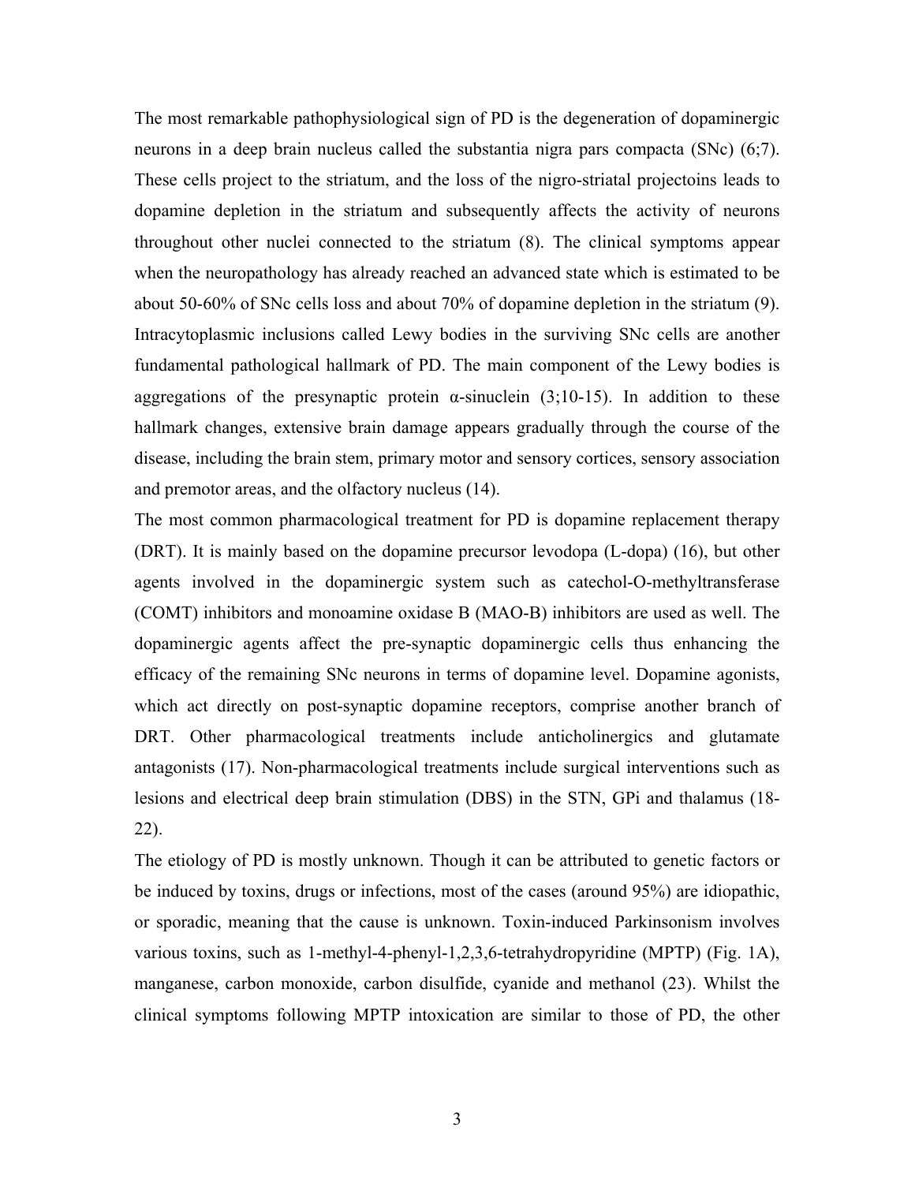The most remarkable pathophysiological sign of PD is the degeneration of dopaminergic neurons in a deep brain nucleus called the substantia nigra pars compacta (SNc) (6;7). These cells project to the striatum, and the loss of the nigro-striatal projectoins leads to dopamine depletion in the striatum and subsequently affects the activity of neurons throughout other nuclei connected to the striatum (8). The clinical symptoms appear when the neuropathology has already reached an advanced state which is estimated to be about 50-60% of SNc cells loss and about 70% of dopamine depletion in the striatum (9). Intracytoplasmic inclusions called Lewy bodies in the surviving SNc cells are another fundamental pathological hallmark of PD. The main component of the Lewy bodies is aggregations of the presynaptic protein α-sinuclein (3;10-15). In addition to these hallmark changes, extensive brain damage appears gradually through the course of the disease, including the brain stem, primary motor and sensory cortices, sensory association and premotor areas, and the olfactory nucleus (14).

The most common pharmacological treatment for PD is dopamine replacement therapy (DRT). It is mainly based on the dopamine precursor levodopa (L-dopa) (16), but other agents involved in the dopaminergic system such as catechol-O-methyltransferase (COMT) inhibitors and monoamine oxidase B (MAO-B) inhibitors are used as well. The dopaminergic agents affect the pre-synaptic dopaminergic cells thus enhancing the efficacy of the remaining SNc neurons in terms of dopamine level. Dopamine agonists, which act directly on post-synaptic dopamine receptors, comprise another branch of DRT. Other pharmacological treatments include anticholinergics and glutamate antagonists (17). Non-pharmacological treatments include surgical interventions such as lesions and electrical deep brain stimulation (DBS) in the STN, GPi and thalamus (18-22).

The etiology of PD is mostly unknown. Though it can be attributed to genetic factors or be induced by toxins, drugs or infections, most of the cases (around 95%) are idiopathic, or sporadic, meaning that the cause is unknown. Toxin-induced Parkinsonism involves various toxins, such as 1-methyl-4-phenyl-1,2,3,6-tetrahydropyridine (MPTP) (Fig. 1A), manganese, carbon monoxide, carbon disulfide, cyanide and methanol (23). Whilst the clinical symptoms following MPTP intoxication are similar to those of PD, the other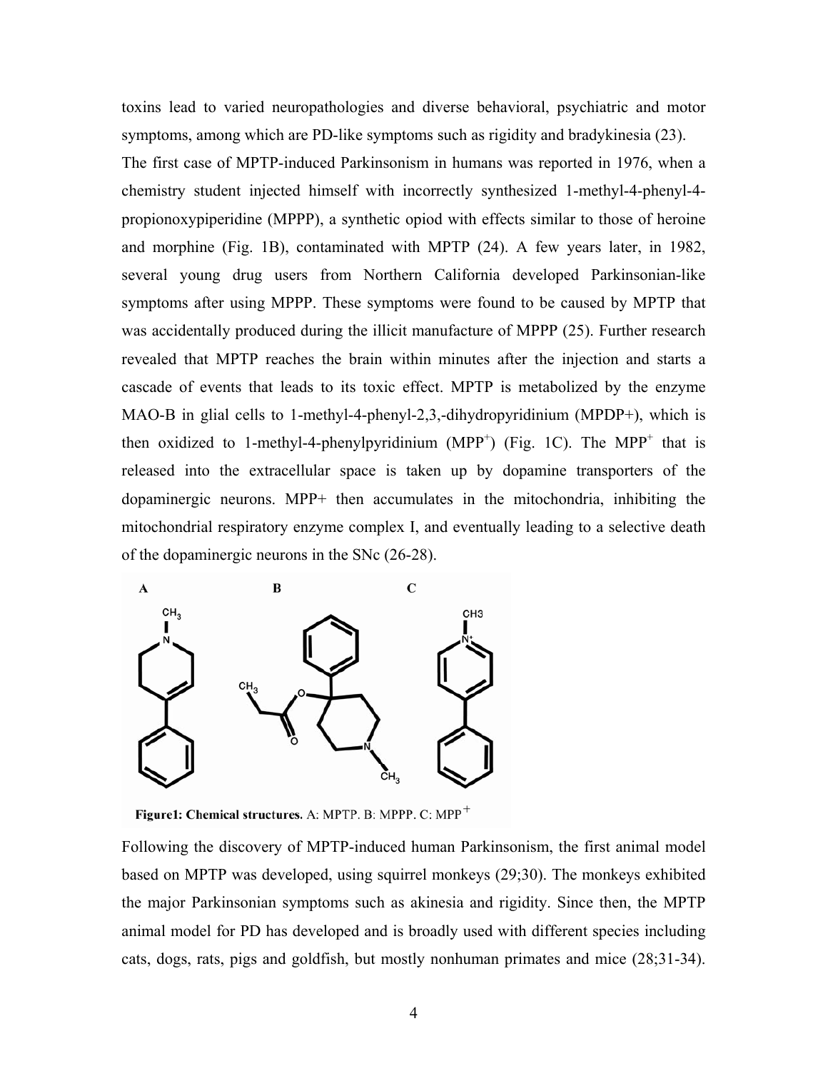toxins lead to varied neuropathologies and diverse behavioral, psychiatric and motor symptoms, among which are PD-like symptoms such as rigidity and bradykinesia (23).

The first case of MPTP-induced Parkinsonism in humans was reported in 1976, when a chemistry student injected himself with incorrectly synthesized 1-methyl-4-phenyl-4-propionoxypiperidine (MPPP), a synthetic opiod with effects similar to those of heroine and morphine (Fig. 1B), contaminated with MPTP (24). A few years later, in 1982, several young drug users from Northern California developed Parkinsonian-like symptoms after using MPPP. These symptoms were found to be caused by MPTP that was accidentally produced during the illicit manufacture of MPPP (25). Further research revealed that MPTP reaches the brain within minutes after the injection and starts a cascade of events that leads to its toxic effect. MPTP is metabolized by the enzyme MAO-B in glial cells to 1-methyl-4-phenyl-2,3,-dihydropyridinium (MPDP+), which is then oxidized to 1-methyl-4-phenylpyridinium ($MPP^{+}$) (Fig. 1C). The $MPP^{+}$ that is released into the extracellular space is taken up by dopamine transporters of the dopaminergic neurons. MPP+ then accumulates in the mitochondria, inhibiting the mitochondrial respiratory enzyme complex I, and eventually leading to a selective death of the dopaminergic neurons in the SNc (26-28).

A

B

C

**Figure1: Chemical structures.** A: MPTP. B: MPPP. C: $MPP^{+}$

Following the discovery of MPTP-induced human Parkinsonism, the first animal model based on MPTP was developed, using squirrel monkeys (29;30). The monkeys exhibited the major Parkinsonian symptoms such as akinesia and rigidity. Since then, the MPTP animal model for PD has developed and is broadly used with different species including cats, dogs, rats, pigs and goldfish, but mostly nonhuman primates and mice (28;31-34).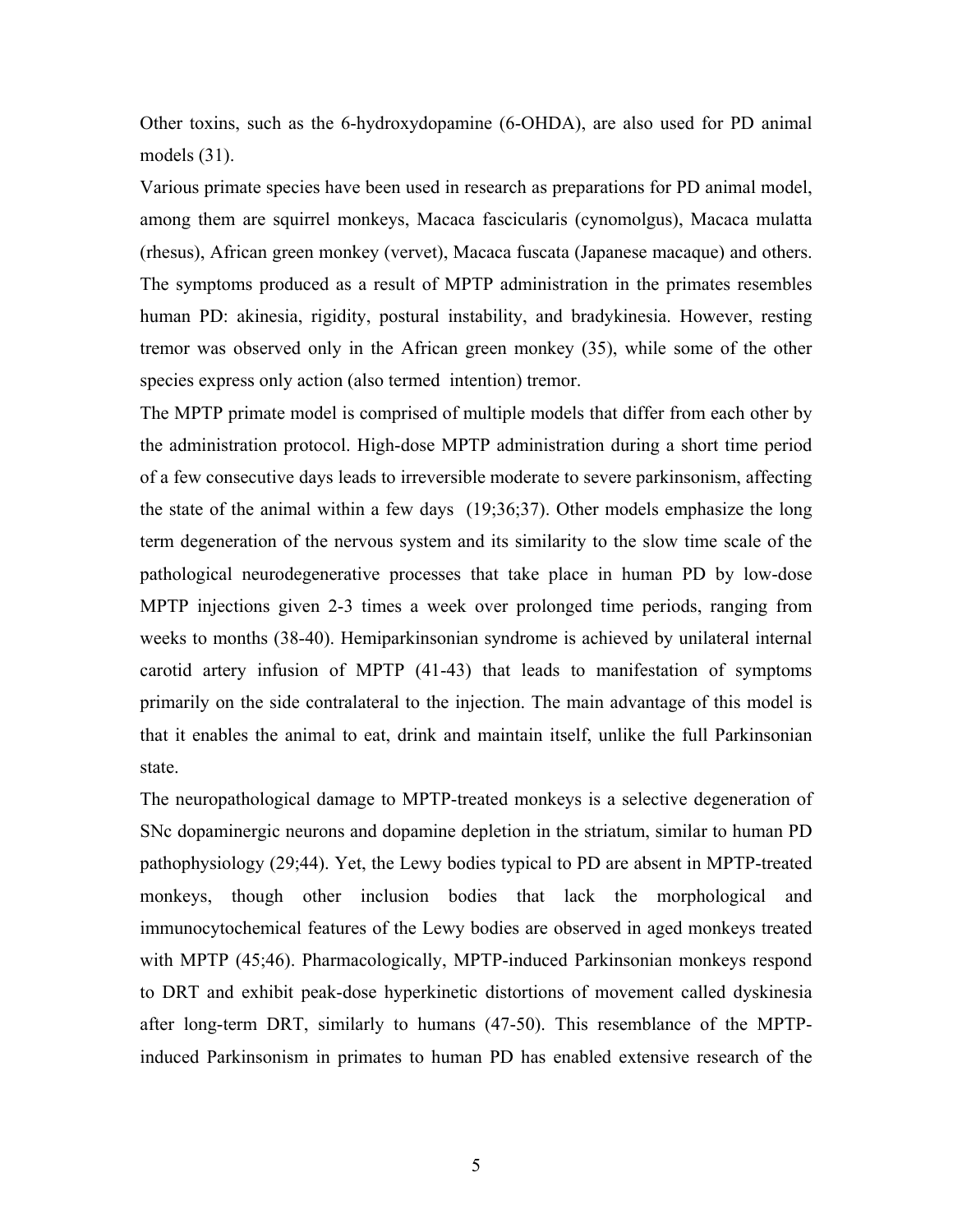Other toxins, such as the 6-hydroxydopamine (6-OHDA), are also used for PD animal models (31).

Various primate species have been used in research as preparations for PD animal model, among them are squirrel monkeys, Macaca fascicularis (cynomolgus), Macaca mulatta (rhesus), African green monkey (vervet), Macaca fuscata (Japanese macaque) and others. The symptoms produced as a result of MPTP administration in the primates resembles human PD: akinesia, rigidity, postural instability, and bradykinesia. However, resting tremor was observed only in the African green monkey (35), while some of the other species express only action (also termed intention) tremor.

The MPTP primate model is comprised of multiple models that differ from each other by the administration protocol. High-dose MPTP administration during a short time period of a few consecutive days leads to irreversible moderate to severe parkinsonism, affecting the state of the animal within a few days (19;36;37). Other models emphasize the long term degeneration of the nervous system and its similarity to the slow time scale of the pathological neurodegenerative processes that take place in human PD by low-dose MPTP injections given 2-3 times a week over prolonged time periods, ranging from weeks to months (38-40). Hemiparkinsonian syndrome is achieved by unilateral internal carotid artery infusion of MPTP (41-43) that leads to manifestation of symptoms primarily on the side contralateral to the injection. The main advantage of this model is that it enables the animal to eat, drink and maintain itself, unlike the full Parkinsonian state.

The neuropathological damage to MPTP-treated monkeys is a selective degeneration of SNc dopaminergic neurons and dopamine depletion in the striatum, similar to human PD pathophysiology (29;44). Yet, the Lewy bodies typical to PD are absent in MPTP-treated monkeys, though other inclusion bodies that lack the morphological and immunocytochemical features of the Lewy bodies are observed in aged monkeys treated with MPTP (45;46). Pharmacologically, MPTP-induced Parkinsonian monkeys respond to DRT and exhibit peak-dose hyperkinetic distortions of movement called dyskinesia after long-term DRT, similarly to humans (47-50). This resemblance of the MPTP-induced Parkinsonism in primates to human PD has enabled extensive research of the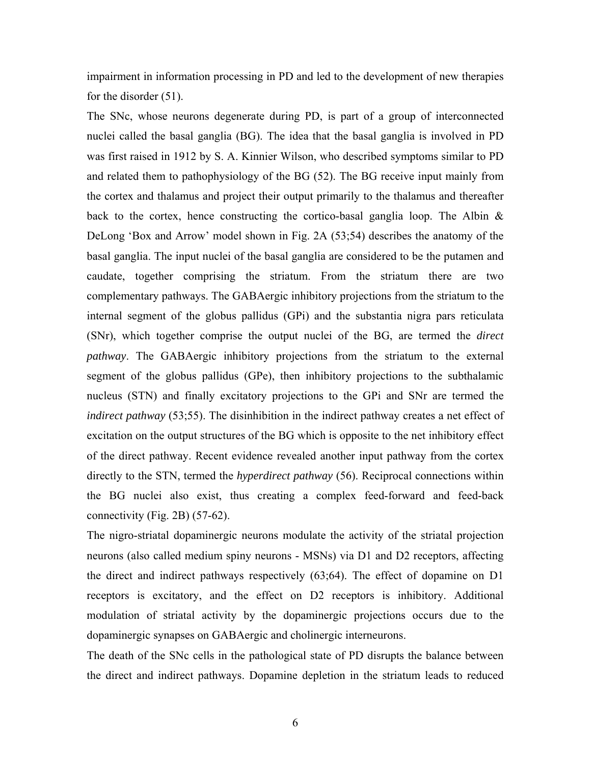impairment in information processing in PD and led to the development of new therapies for the disorder (51).

The SNc, whose neurons degenerate during PD, is part of a group of interconnected nuclei called the basal ganglia (BG). The idea that the basal ganglia is involved in PD was first raised in 1912 by S. A. Kinnier Wilson, who described symptoms similar to PD and related them to pathophysiology of the BG (52). The BG receive input mainly from the cortex and thalamus and project their output primarily to the thalamus and thereafter back to the cortex, hence constructing the cortico-basal ganglia loop. The Albin & DeLong 'Box and Arrow' model shown in Fig. 2A (53;54) describes the anatomy of the basal ganglia. The input nuclei of the basal ganglia are considered to be the putamen and caudate, together comprising the striatum. From the striatum there are two complementary pathways. The GABAergic inhibitory projections from the striatum to the internal segment of the globus pallidus (GPi) and the substantia nigra pars reticulata (SNr), which together comprise the output nuclei of the BG, are termed the *direct pathway*. The GABAergic inhibitory projections from the striatum to the external segment of the globus pallidus (GPe), then inhibitory projections to the subthalamic nucleus (STN) and finally excitatory projections to the GPi and SNr are termed the *indirect pathway* (53;55). The disinhibition in the indirect pathway creates a net effect of excitation on the output structures of the BG which is opposite to the net inhibitory effect of the direct pathway. Recent evidence revealed another input pathway from the cortex directly to the STN, termed the *hyperdirect pathway* (56). Reciprocal connections within the BG nuclei also exist, thus creating a complex feed-forward and feed-back connectivity (Fig. 2B) (57-62).

The nigro-striatal dopaminergic neurons modulate the activity of the striatal projection neurons (also called medium spiny neurons - MSNs) via D1 and D2 receptors, affecting the direct and indirect pathways respectively (63;64). The effect of dopamine on D1 receptors is excitatory, and the effect on D2 receptors is inhibitory. Additional modulation of striatal activity by the dopaminergic projections occurs due to the dopaminergic synapses on GABAergic and cholinergic interneurons.

The death of the SNc cells in the pathological state of PD disrupts the balance between the direct and indirect pathways. Dopamine depletion in the striatum leads to reduced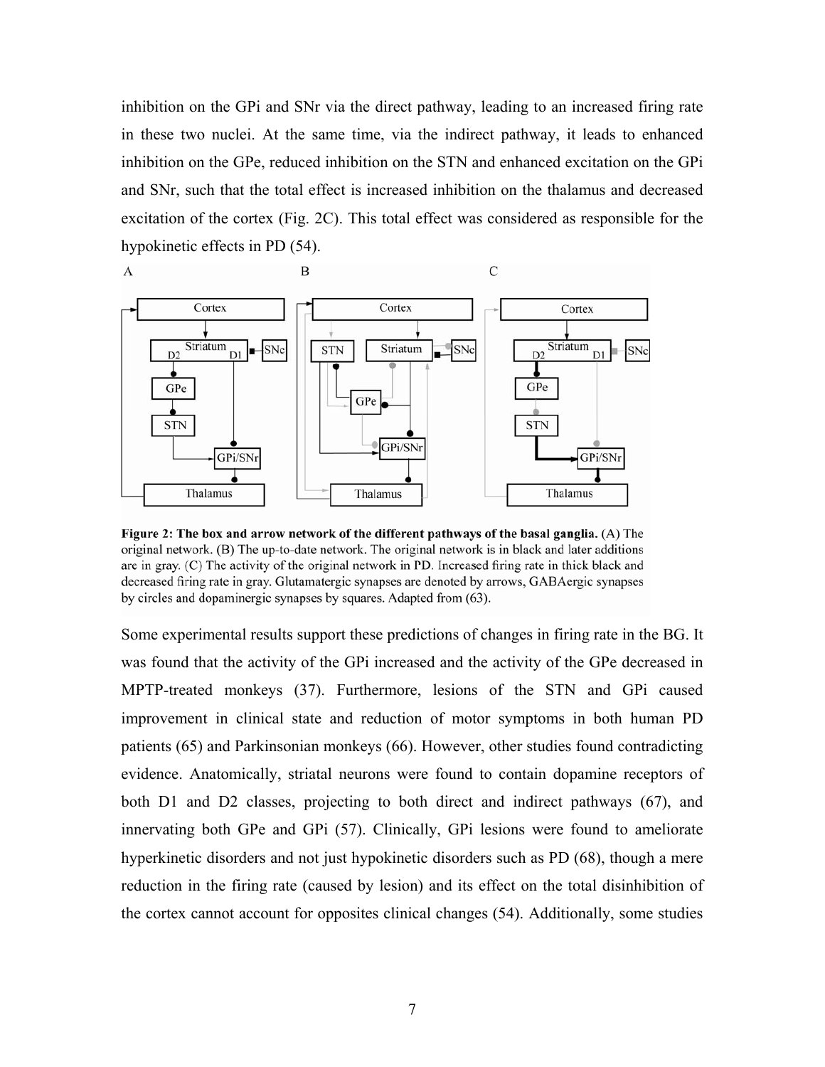inhibition on the GPi and SNr via the direct pathway, leading to an increased firing rate in these two nuclei. At the same time, via the indirect pathway, it leads to enhanced inhibition on the GPe, reduced inhibition on the STN and enhanced excitation on the GPi and SNr, such that the total effect is increased inhibition on the thalamus and decreased excitation of the cortex (Fig. 2C). This total effect was considered as responsible for the hypokinetic effects in PD (54).

A

Cortex
Striatum
D2
D1
SNc
GPe
STN
GPi/SNr
Thalamus

B

Cortex
STN
Striatum
SNc
GPe
GPi/SNr
Thalamus

C

Cortex
Striatum
D2
D1
SNc
GPe
STN
GPi/SNr
Thalamus

**Figure 2: The box and arrow network of the different pathways of the basal ganglia.** (A) The original network. (B) The up-to-date network. The original network is in black and later additions are in gray. (C) The activity of the original network in PD. Increased firing rate in thick black and decreased firing rate in gray. Glutamatergic synapses are denoted by arrows, GABAergic synapses by circles and dopaminergic synapses by squares. Adapted from (63).

Some experimental results support these predictions of changes in firing rate in the BG. It was found that the activity of the GPi increased and the activity of the GPe decreased in MPTP-treated monkeys (37). Furthermore, lesions of the STN and GPi caused improvement in clinical state and reduction of motor symptoms in both human PD patients (65) and Parkinsonian monkeys (66). However, other studies found contradicting evidence. Anatomically, striatal neurons were found to contain dopamine receptors of both D1 and D2 classes, projecting to both direct and indirect pathways (67), and innervating both GPe and GPi (57). Clinically, GPi lesions were found to ameliorate hyperkinetic disorders and not just hypokinetic disorders such as PD (68), though a mere reduction in the firing rate (caused by lesion) and its effect on the total disinhibition of the cortex cannot account for opposites clinical changes (54). Additionally, some studies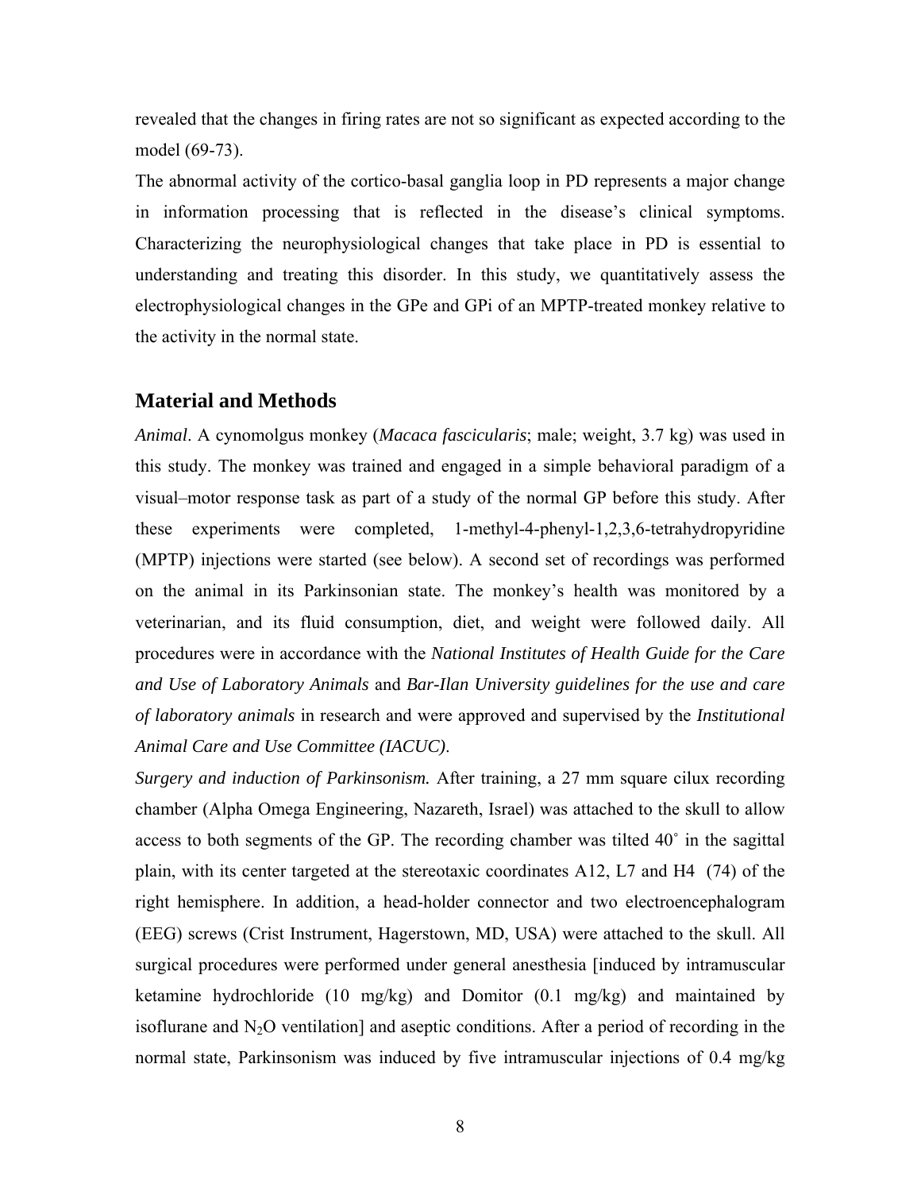revealed that the changes in firing rates are not so significant as expected according to the model (69-73).

The abnormal activity of the cortico-basal ganglia loop in PD represents a major change in information processing that is reflected in the disease's clinical symptoms. Characterizing the neurophysiological changes that take place in PD is essential to understanding and treating this disorder. In this study, we quantitatively assess the electrophysiological changes in the GPe and GPi of an MPTP-treated monkey relative to the activity in the normal state.

## Material and Methods

*Animal*. A cynomolgus monkey (*Macaca fascicularis*; male; weight, 3.7 kg) was used in this study. The monkey was trained and engaged in a simple behavioral paradigm of a visual–motor response task as part of a study of the normal GP before this study. After these experiments were completed, 1-methyl-4-phenyl-1,2,3,6-tetrahydropyridine (MPTP) injections were started (see below). A second set of recordings was performed on the animal in its Parkinsonian state. The monkey's health was monitored by a veterinarian, and its fluid consumption, diet, and weight were followed daily. All procedures were in accordance with the *National Institutes of Health Guide for the Care and Use of Laboratory Animals* and *Bar-Ilan University guidelines for the use and care of laboratory animals* in research and were approved and supervised by the *Institutional Animal Care and Use Committee (IACUC)*.

*Surgery and induction of Parkinsonism.* After training, a 27 mm square cilux recording chamber (Alpha Omega Engineering, Nazareth, Israel) was attached to the skull to allow access to both segments of the GP. The recording chamber was tilted 40˚ in the sagittal plain, with its center targeted at the stereotaxic coordinates A12, L7 and H4 (74) of the right hemisphere. In addition, a head-holder connector and two electroencephalogram (EEG) screws (Crist Instrument, Hagerstown, MD, USA) were attached to the skull. All surgical procedures were performed under general anesthesia [induced by intramuscular ketamine hydrochloride (10 mg/kg) and Domitor (0.1 mg/kg) and maintained by isoflurane and $N_2O$ ventilation] and aseptic conditions. After a period of recording in the normal state, Parkinsonism was induced by five intramuscular injections of 0.4 mg/kg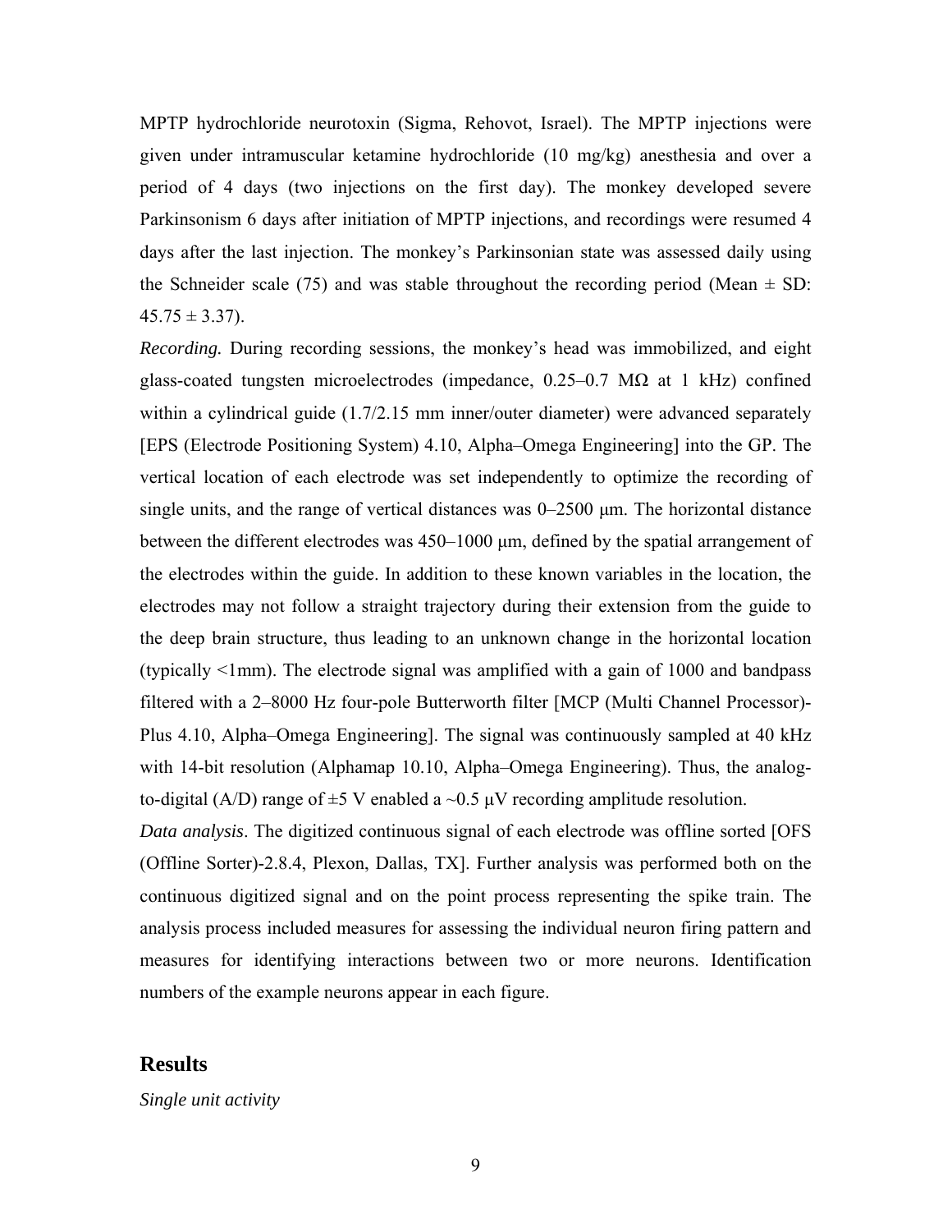MPTP hydrochloride neurotoxin (Sigma, Rehovot, Israel). The MPTP injections were given under intramuscular ketamine hydrochloride (10 mg/kg) anesthesia and over a period of 4 days (two injections on the first day). The monkey developed severe Parkinsonism 6 days after initiation of MPTP injections, and recordings were resumed 4 days after the last injection. The monkey's Parkinsonian state was assessed daily using the Schneider scale (75) and was stable throughout the recording period (Mean ± SD: 45.75 ± 3.37).

*Recording.* During recording sessions, the monkey's head was immobilized, and eight glass-coated tungsten microelectrodes (impedance, 0.25–0.7 MΩ at 1 kHz) confined within a cylindrical guide (1.7/2.15 mm inner/outer diameter) were advanced separately [EPS (Electrode Positioning System) 4.10, Alpha–Omega Engineering] into the GP. The vertical location of each electrode was set independently to optimize the recording of single units, and the range of vertical distances was 0–2500 μm. The horizontal distance between the different electrodes was 450–1000 μm, defined by the spatial arrangement of the electrodes within the guide. In addition to these known variables in the location, the electrodes may not follow a straight trajectory during their extension from the guide to the deep brain structure, thus leading to an unknown change in the horizontal location (typically <1mm). The electrode signal was amplified with a gain of 1000 and bandpass filtered with a 2–8000 Hz four-pole Butterworth filter [MCP (Multi Channel Processor)-Plus 4.10, Alpha–Omega Engineering]. The signal was continuously sampled at 40 kHz with 14-bit resolution (Alphamap 10.10, Alpha–Omega Engineering). Thus, the analog-to-digital (A/D) range of ±5 V enabled a ~0.5 μV recording amplitude resolution.

*Data analysis*. The digitized continuous signal of each electrode was offline sorted [OFS (Offline Sorter)-2.8.4, Plexon, Dallas, TX]. Further analysis was performed both on the continuous digitized signal and on the point process representing the spike train. The analysis process included measures for assessing the individual neuron firing pattern and measures for identifying interactions between two or more neurons. Identification numbers of the example neurons appear in each figure.

## Results

*Single unit activity*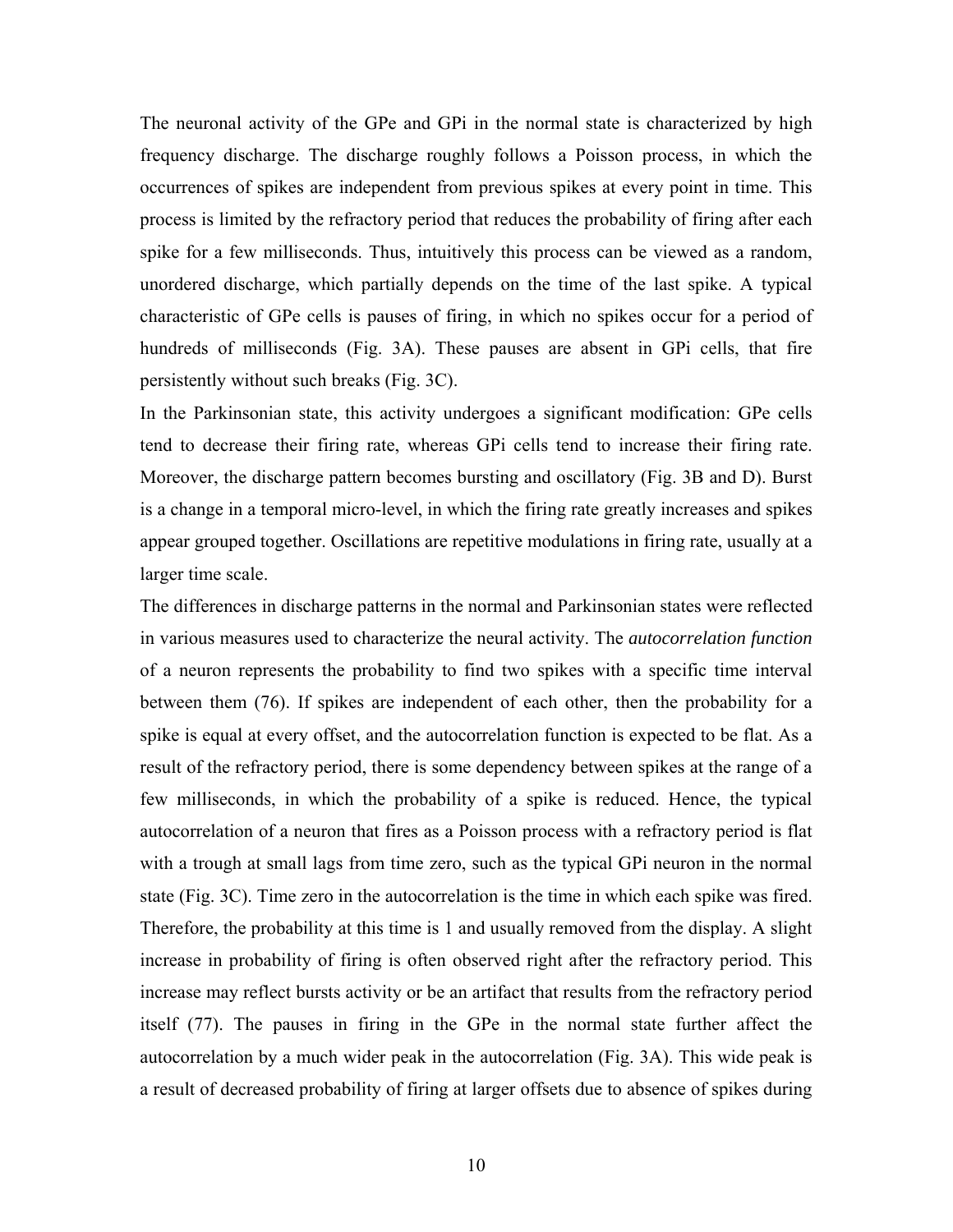The neuronal activity of the GPe and GPi in the normal state is characterized by high frequency discharge. The discharge roughly follows a Poisson process, in which the occurrences of spikes are independent from previous spikes at every point in time. This process is limited by the refractory period that reduces the probability of firing after each spike for a few milliseconds. Thus, intuitively this process can be viewed as a random, unordered discharge, which partially depends on the time of the last spike. A typical characteristic of GPe cells is pauses of firing, in which no spikes occur for a period of hundreds of milliseconds (Fig. 3A). These pauses are absent in GPi cells, that fire persistently without such breaks (Fig. 3C).

In the Parkinsonian state, this activity undergoes a significant modification: GPe cells tend to decrease their firing rate, whereas GPi cells tend to increase their firing rate. Moreover, the discharge pattern becomes bursting and oscillatory (Fig. 3B and D). Burst is a change in a temporal micro-level, in which the firing rate greatly increases and spikes appear grouped together. Oscillations are repetitive modulations in firing rate, usually at a larger time scale.

The differences in discharge patterns in the normal and Parkinsonian states were reflected in various measures used to characterize the neural activity. The *autocorrelation function* of a neuron represents the probability to find two spikes with a specific time interval between them (76). If spikes are independent of each other, then the probability for a spike is equal at every offset, and the autocorrelation function is expected to be flat. As a result of the refractory period, there is some dependency between spikes at the range of a few milliseconds, in which the probability of a spike is reduced. Hence, the typical autocorrelation of a neuron that fires as a Poisson process with a refractory period is flat with a trough at small lags from time zero, such as the typical GPi neuron in the normal state (Fig. 3C). Time zero in the autocorrelation is the time in which each spike was fired. Therefore, the probability at this time is 1 and usually removed from the display. A slight increase in probability of firing is often observed right after the refractory period. This increase may reflect bursts activity or be an artifact that results from the refractory period itself (77). The pauses in firing in the GPe in the normal state further affect the autocorrelation by a much wider peak in the autocorrelation (Fig. 3A). This wide peak is a result of decreased probability of firing at larger offsets due to absence of spikes during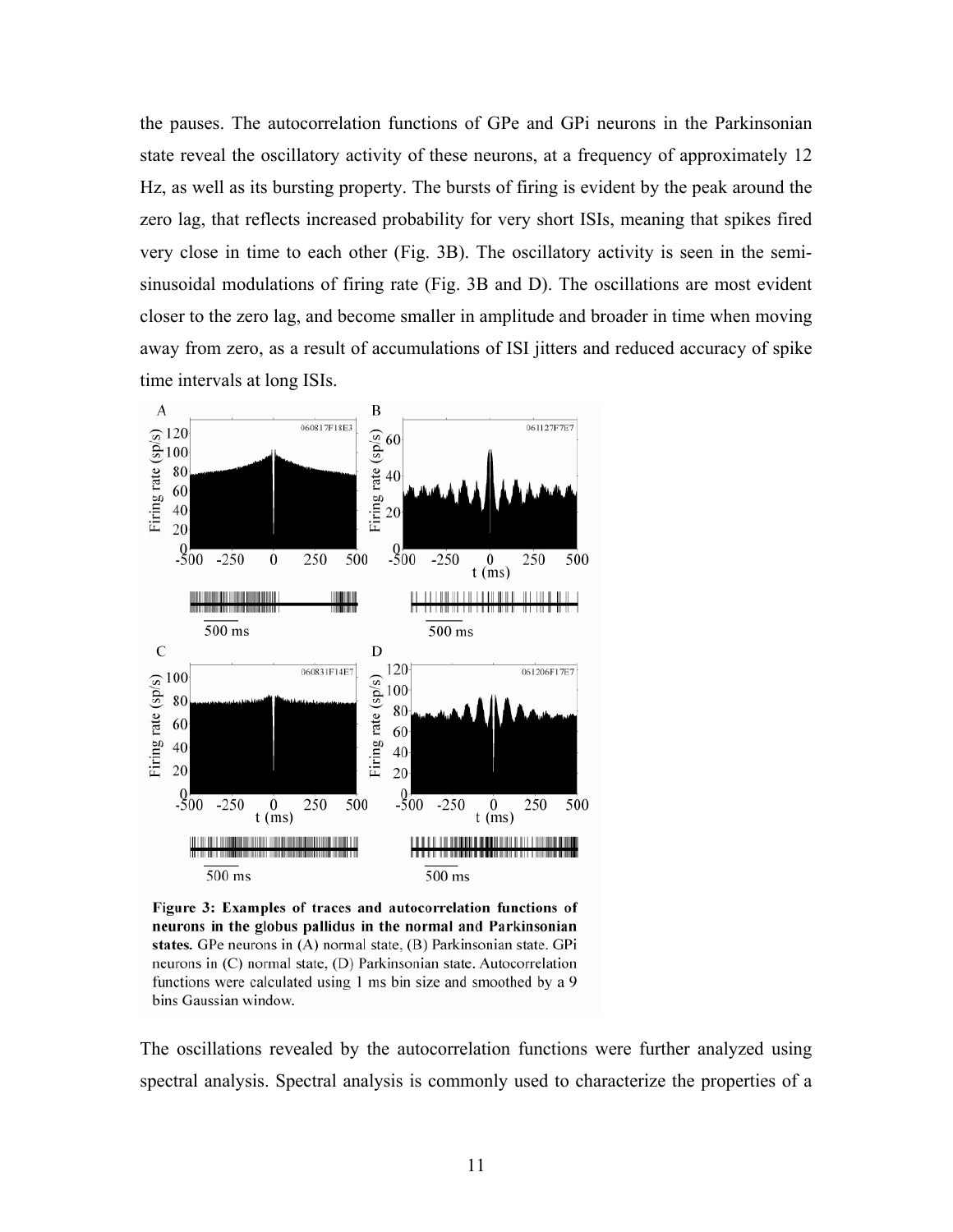the pauses. The autocorrelation functions of GPe and GPi neurons in the Parkinsonian state reveal the oscillatory activity of these neurons, at a frequency of approximately 12 Hz, as well as its bursting property. The bursts of firing is evident by the peak around the zero lag, that reflects increased probability for very short ISIs, meaning that spikes fired very close in time to each other (Fig. 3B). The oscillatory activity is seen in the semi-sinusoidal modulations of firing rate (Fig. 3B and D). The oscillations are most evident closer to the zero lag, and become smaller in amplitude and broader in time when moving away from zero, as a result of accumulations of ISI jitters and reduced accuracy of spike time intervals at long ISIs.

A

060817F18E3

Firing rate (sp/s)

120
100
80
60
40
20
0

-500 -250 0 250 500

500 ms

B

061127F7E7

Firing rate (sp/s)

60
40
20
0

-500 -250 0 250 500

t (ms)

500 ms

C

060831F14E7

Firing rate (sp/s)

100
80
60
40
20
0

-500 -250 0 250 500

t (ms)

500 ms

D

061206F17E7

Firing rate (sp/s)

120
100
80
60
40
20
0

-500 -250 0 250 500

t (ms)

500 ms

**Figure 3: Examples of traces and autocorrelation functions of neurons in the globus pallidus in the normal and Parkinsonian states.** GPe neurons in (A) normal state, (B) Parkinsonian state. GPi neurons in (C) normal state, (D) Parkinsonian state. Autocorrelation functions were calculated using 1 ms bin size and smoothed by a 9 bins Gaussian window.

The oscillations revealed by the autocorrelation functions were further analyzed using spectral analysis. Spectral analysis is commonly used to characterize the properties of a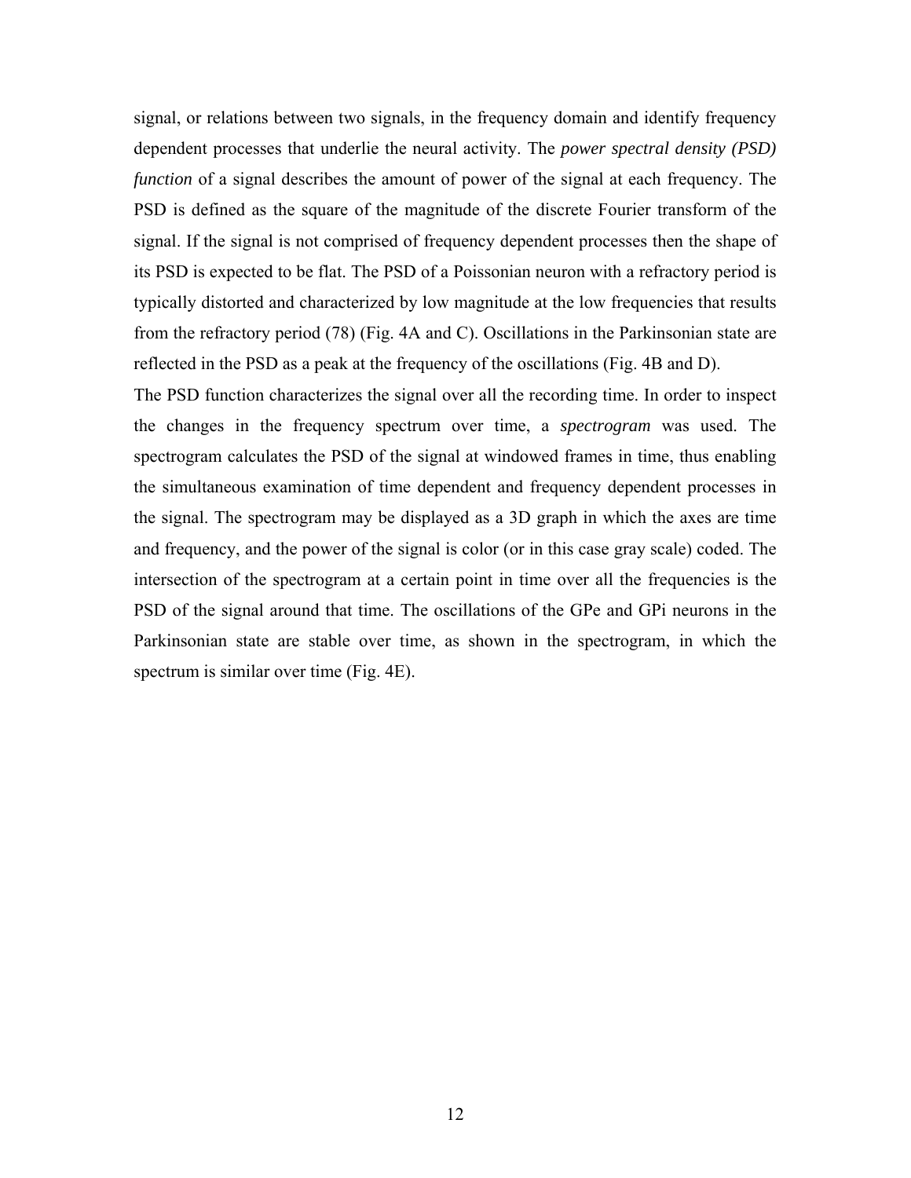signal, or relations between two signals, in the frequency domain and identify frequency dependent processes that underlie the neural activity. The *power spectral density (PSD) function* of a signal describes the amount of power of the signal at each frequency. The PSD is defined as the square of the magnitude of the discrete Fourier transform of the signal. If the signal is not comprised of frequency dependent processes then the shape of its PSD is expected to be flat. The PSD of a Poissonian neuron with a refractory period is typically distorted and characterized by low magnitude at the low frequencies that results from the refractory period (78) (Fig. 4A and C). Oscillations in the Parkinsonian state are reflected in the PSD as a peak at the frequency of the oscillations (Fig. 4B and D).

The PSD function characterizes the signal over all the recording time. In order to inspect the changes in the frequency spectrum over time, a *spectrogram* was used. The spectrogram calculates the PSD of the signal at windowed frames in time, thus enabling the simultaneous examination of time dependent and frequency dependent processes in the signal. The spectrogram may be displayed as a 3D graph in which the axes are time and frequency, and the power of the signal is color (or in this case gray scale) coded. The intersection of the spectrogram at a certain point in time over all the frequencies is the PSD of the signal around that time. The oscillations of the GPe and GPi neurons in the Parkinsonian state are stable over time, as shown in the spectrogram, in which the spectrum is similar over time (Fig. 4E).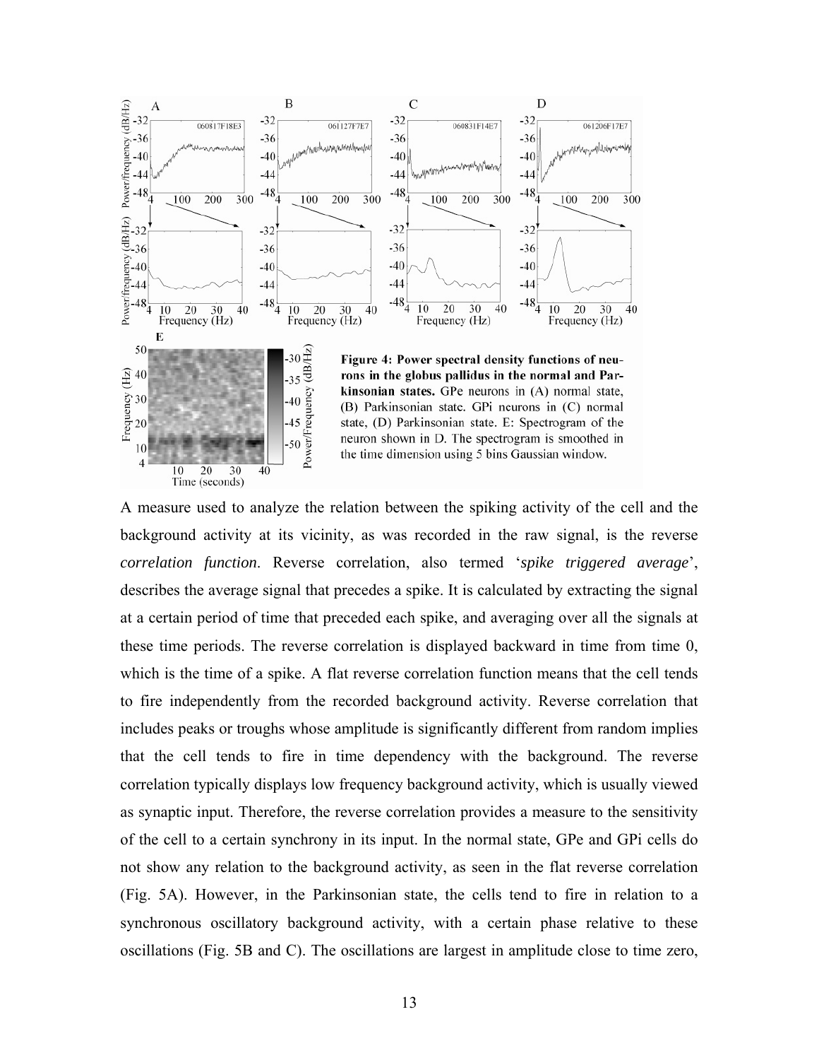A
060817F18E3
-32
-36
-40
-44
-48
4 100 200 300
Power/frequency (dB/Hz)

B
061127F7E7
-32
-36
-40
-44
-48
4 100 200 300

C
060831F14E7
-32
-36
-40
-44
-48
4 100 200 300

D
061206F17E7
-32
-36
-40
-44
-48
4 100 200 300

Power/frequency (dB/Hz)
-32
-36
-40
-44
-48
4 10 20 30 40
Frequency (Hz)

-32
-36
-40
-44
-48
4 10 20 30 40
Frequency (Hz)

-32
-36
-40
-44
-48
4 10 20 30 40
Frequency (Hz)

-32
-36
-40
-44
-48
4 10 20 30 40
Frequency (Hz)

E
Frequency (Hz)
50
40
30
20
10
4
10 20 30 40
Time (seconds)
-30
-35
-40
-45
-50
Power/Frequency (dB/Hz)

**Figure 4: Power spectral density functions of neurons in the globus pallidus in the normal and Parkinsonian states.** GPe neurons in (A) normal state, (B) Parkinsonian state. GPi neurons in (C) normal state, (D) Parkinsonian state. E: Spectrogram of the neuron shown in D. The spectrogram is smoothed in the time dimension using 5 bins Gaussian window.

A measure used to analyze the relation between the spiking activity of the cell and the background activity at its vicinity, as was recorded in the raw signal, is the reverse *correlation function*. Reverse correlation, also termed '*spike triggered average*', describes the average signal that precedes a spike. It is calculated by extracting the signal at a certain period of time that preceded each spike, and averaging over all the signals at these time periods. The reverse correlation is displayed backward in time from time 0, which is the time of a spike. A flat reverse correlation function means that the cell tends to fire independently from the recorded background activity. Reverse correlation that includes peaks or troughs whose amplitude is significantly different from random implies that the cell tends to fire in time dependency with the background. The reverse correlation typically displays low frequency background activity, which is usually viewed as synaptic input. Therefore, the reverse correlation provides a measure to the sensitivity of the cell to a certain synchrony in its input. In the normal state, GPe and GPi cells do not show any relation to the background activity, as seen in the flat reverse correlation (Fig. 5A). However, in the Parkinsonian state, the cells tend to fire in relation to a synchronous oscillatory background activity, with a certain phase relative to these oscillations (Fig. 5B and C). The oscillations are largest in amplitude close to time zero,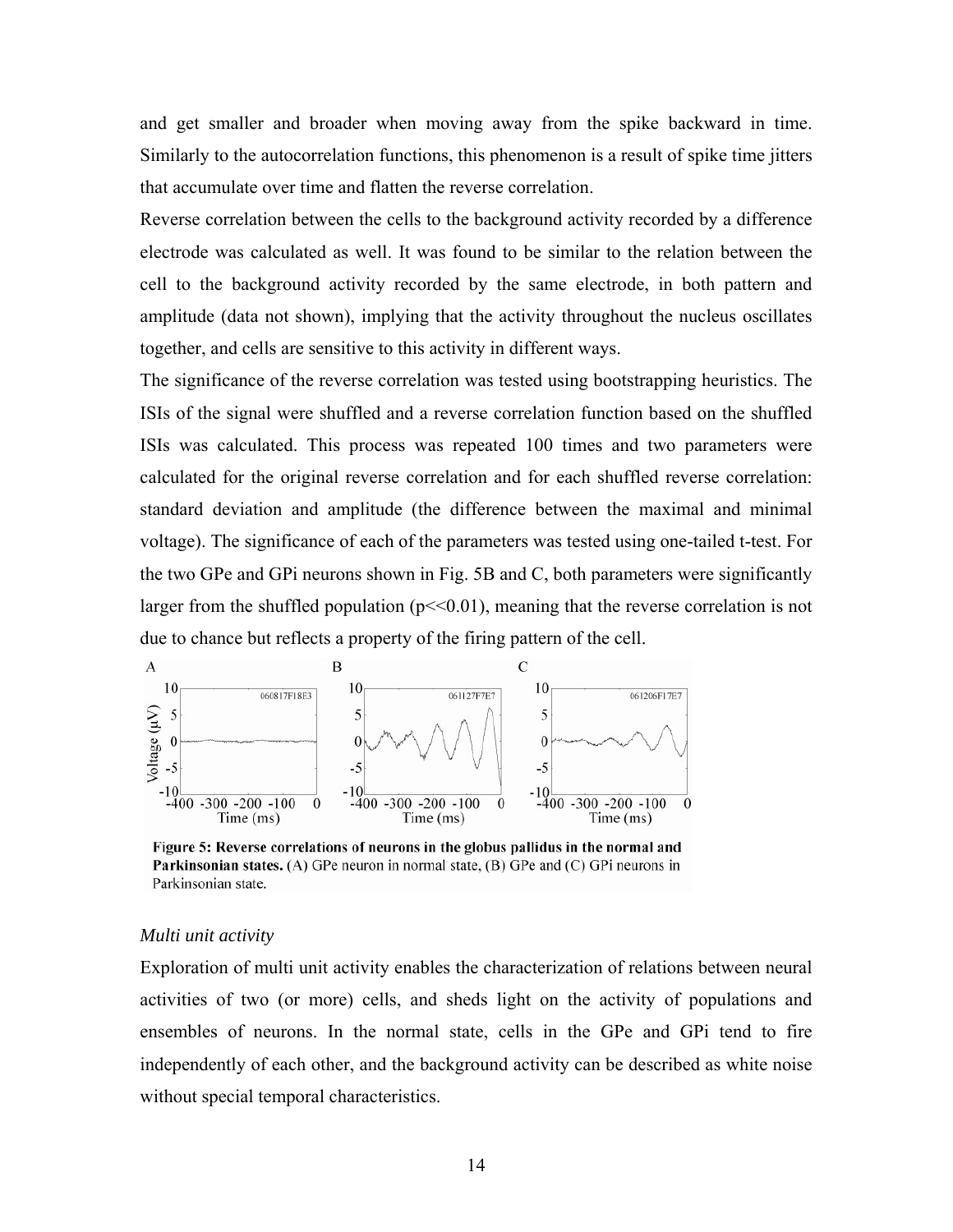and get smaller and broader when moving away from the spike backward in time. Similarly to the autocorrelation functions, this phenomenon is a result of spike time jitters that accumulate over time and flatten the reverse correlation.

Reverse correlation between the cells to the background activity recorded by a difference electrode was calculated as well. It was found to be similar to the relation between the cell to the background activity recorded by the same electrode, in both pattern and amplitude (data not shown), implying that the activity throughout the nucleus oscillates together, and cells are sensitive to this activity in different ways.

The significance of the reverse correlation was tested using bootstrapping heuristics. The ISIs of the signal were shuffled and a reverse correlation function based on the shuffled ISIs was calculated. This process was repeated 100 times and two parameters were calculated for the original reverse correlation and for each shuffled reverse correlation: standard deviation and amplitude (the difference between the maximal and minimal voltage). The significance of each of the parameters was tested using one-tailed t-test. For the two GPe and GPi neurons shown in Fig. 5B and C, both parameters were significantly larger from the shuffled population ($p<<0.01$), meaning that the reverse correlation is not due to chance but reflects a property of the firing pattern of the cell.

A
060817F18E3
Voltage (μV)
10 5 0 -5 -10
-400 -300 -200 -100 0
Time (ms)

B
061127F7E7
10 5 0 -5 -10
-400 -300 -200 -100 0
Time (ms)

C
061206F17E7
10 5 0 -5 -10
-400 -300 -200 -100 0
Time (ms)

**Figure 5: Reverse correlations of neurons in the globus pallidus in the normal and Parkinsonian states.** (A) GPe neuron in normal state, (B) GPe and (C) GPi neurons in Parkinsonian state.

*Multi unit activity*

Exploration of multi unit activity enables the characterization of relations between neural activities of two (or more) cells, and sheds light on the activity of populations and ensembles of neurons. In the normal state, cells in the GPe and GPi tend to fire independently of each other, and the background activity can be described as white noise without special temporal characteristics.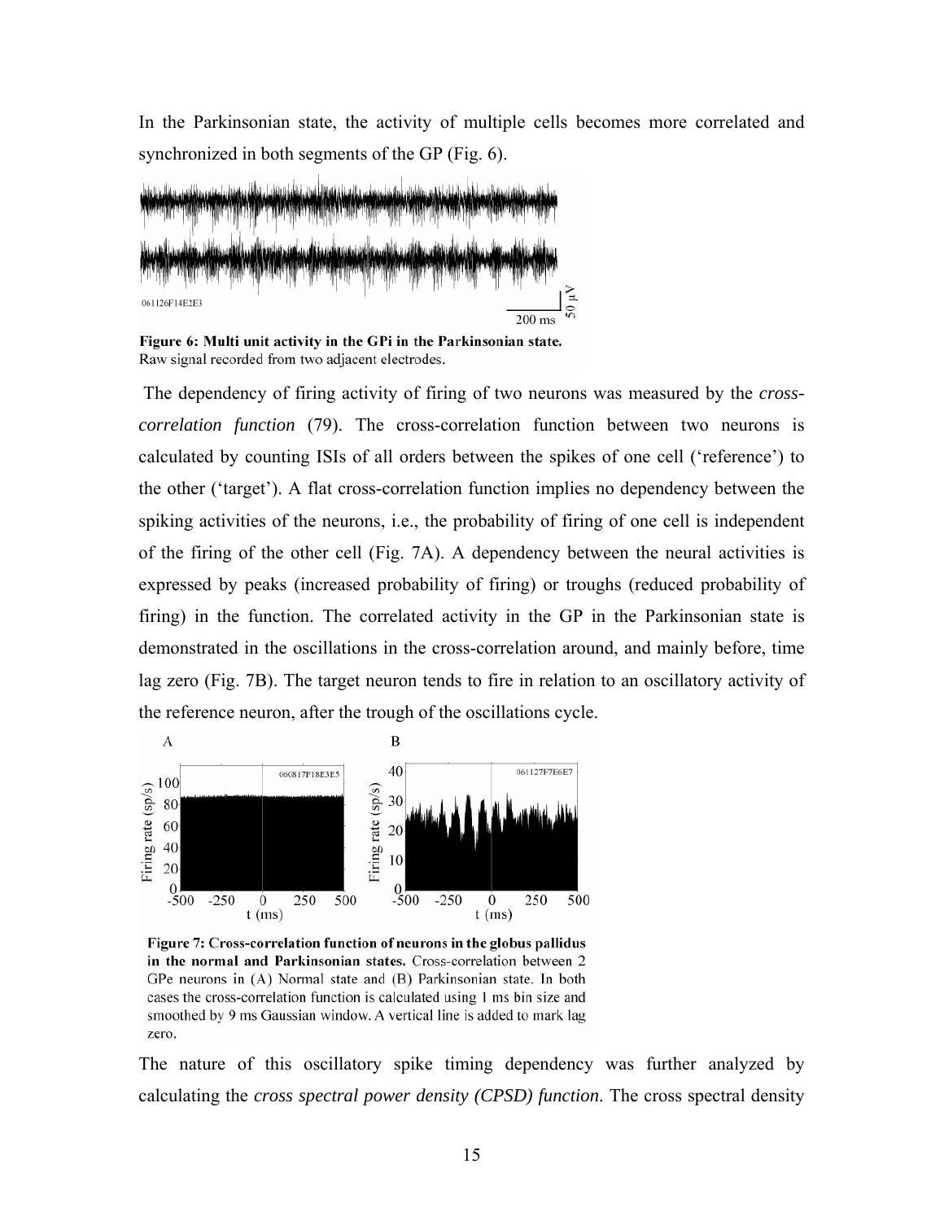In the Parkinsonian state, the activity of multiple cells becomes more correlated and synchronized in both segments of the GP (Fig. 6).

061126F14E2E3

200 ms

50 μV

**Figure 6: Multi unit activity in the GPi in the Parkinsonian state.** Raw signal recorded from two adjacent electrodes.

The dependency of firing activity of firing of two neurons was measured by the *cross-correlation function* (79). The cross-correlation function between two neurons is calculated by counting ISIs of all orders between the spikes of one cell ('reference') to the other ('target'). A flat cross-correlation function implies no dependency between the spiking activities of the neurons, i.e., the probability of firing of one cell is independent of the firing of the other cell (Fig. 7A). A dependency between the neural activities is expressed by peaks (increased probability of firing) or troughs (reduced probability of firing) in the function. The correlated activity in the GP in the Parkinsonian state is demonstrated in the oscillations in the cross-correlation around, and mainly before, time lag zero (Fig. 7B). The target neuron tends to fire in relation to an oscillatory activity of the reference neuron, after the trough of the oscillations cycle.

A

060817F18E3E5

Firing rate (sp/s)

100
80
60
40
20
0

-500 -250 0 250 500

t (ms)

B

061127F7E6E7

Firing rate (sp/s)

40
30
20
10
0

-500 -250 0 250 500

t (ms)

**Figure 7: Cross-correlation function of neurons in the globus pallidus in the normal and Parkinsonian states.** Cross-correlation between 2 GPe neurons in (A) Normal state and (B) Parkinsonian state. In both cases the cross-correlation function is calculated using 1 ms bin size and smoothed by 9 ms Gaussian window. A vertical line is added to mark lag zero.

The nature of this oscillatory spike timing dependency was further analyzed by calculating the *cross spectral power density (CPSD) function*. The cross spectral density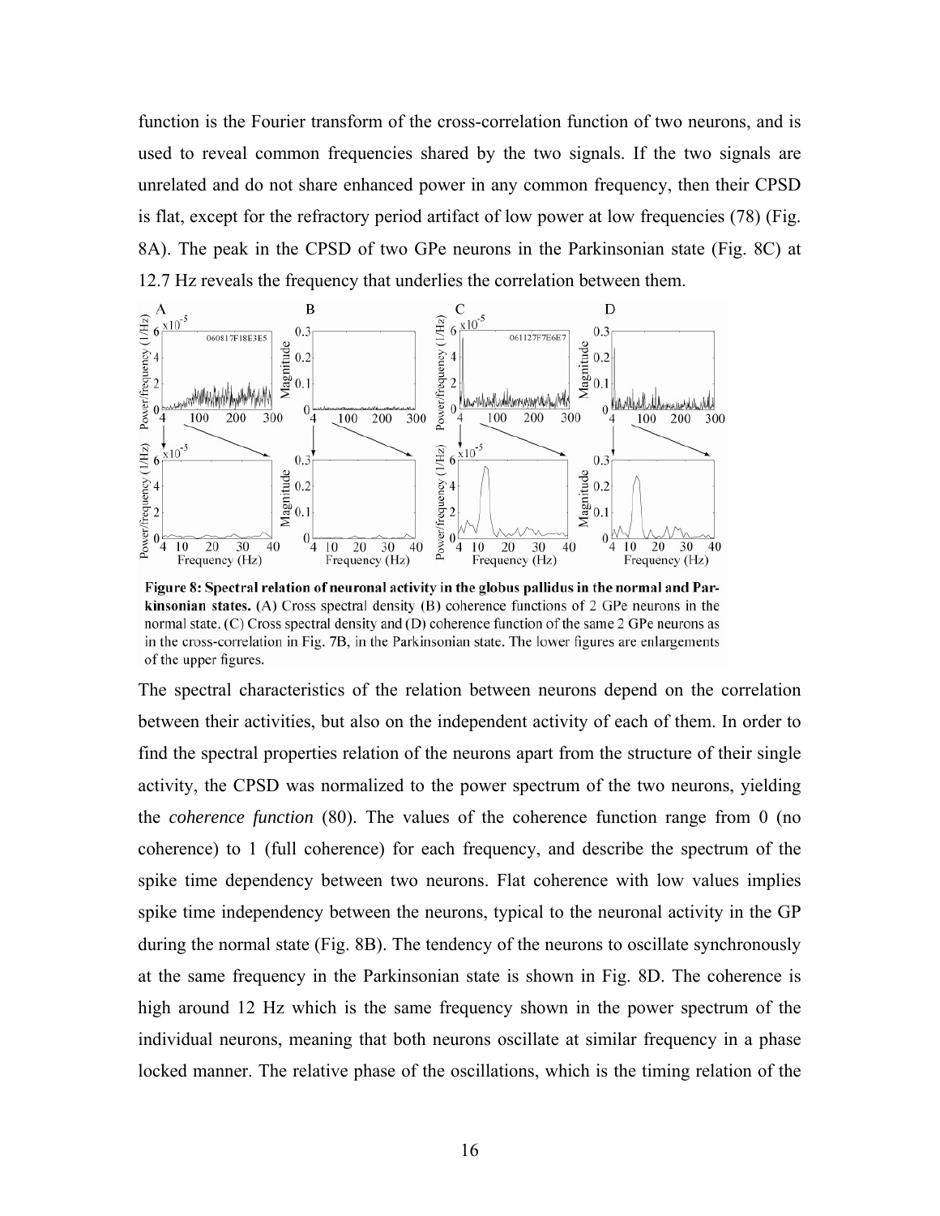function is the Fourier transform of the cross-correlation function of two neurons, and is used to reveal common frequencies shared by the two signals. If the two signals are unrelated and do not share enhanced power in any common frequency, then their CPSD is flat, except for the refractory period artifact of low power at low frequencies (78) (Fig. 8A). The peak in the CPSD of two GPe neurons in the Parkinsonian state (Fig. 8C) at 12.7 Hz reveals the frequency that underlies the correlation between them.

A
B
C
D

x10$^{-5}$
060817F18E3E5
061127F7E6E7
Power/frequency (1/Hz)
Magnitude
Frequency (Hz)

**Figure 8: Spectral relation of neuronal activity in the globus pallidus in the normal and Parkinsonian states.** (A) Cross spectral density (B) coherence functions of 2 GPe neurons in the normal state. (C) Cross spectral density and (D) coherence function of the same 2 GPe neurons as in the cross-correlation in Fig. 7B, in the Parkinsonian state. The lower figures are enlargements of the upper figures.

The spectral characteristics of the relation between neurons depend on the correlation between their activities, but also on the independent activity of each of them. In order to find the spectral properties relation of the neurons apart from the structure of their single activity, the CPSD was normalized to the power spectrum of the two neurons, yielding the *coherence function* (80). The values of the coherence function range from 0 (no coherence) to 1 (full coherence) for each frequency, and describe the spectrum of the spike time dependency between two neurons. Flat coherence with low values implies spike time independency between the neurons, typical to the neuronal activity in the GP during the normal state (Fig. 8B). The tendency of the neurons to oscillate synchronously at the same frequency in the Parkinsonian state is shown in Fig. 8D. The coherence is high around 12 Hz which is the same frequency shown in the power spectrum of the individual neurons, meaning that both neurons oscillate at similar frequency in a phase locked manner. The relative phase of the oscillations, which is the timing relation of the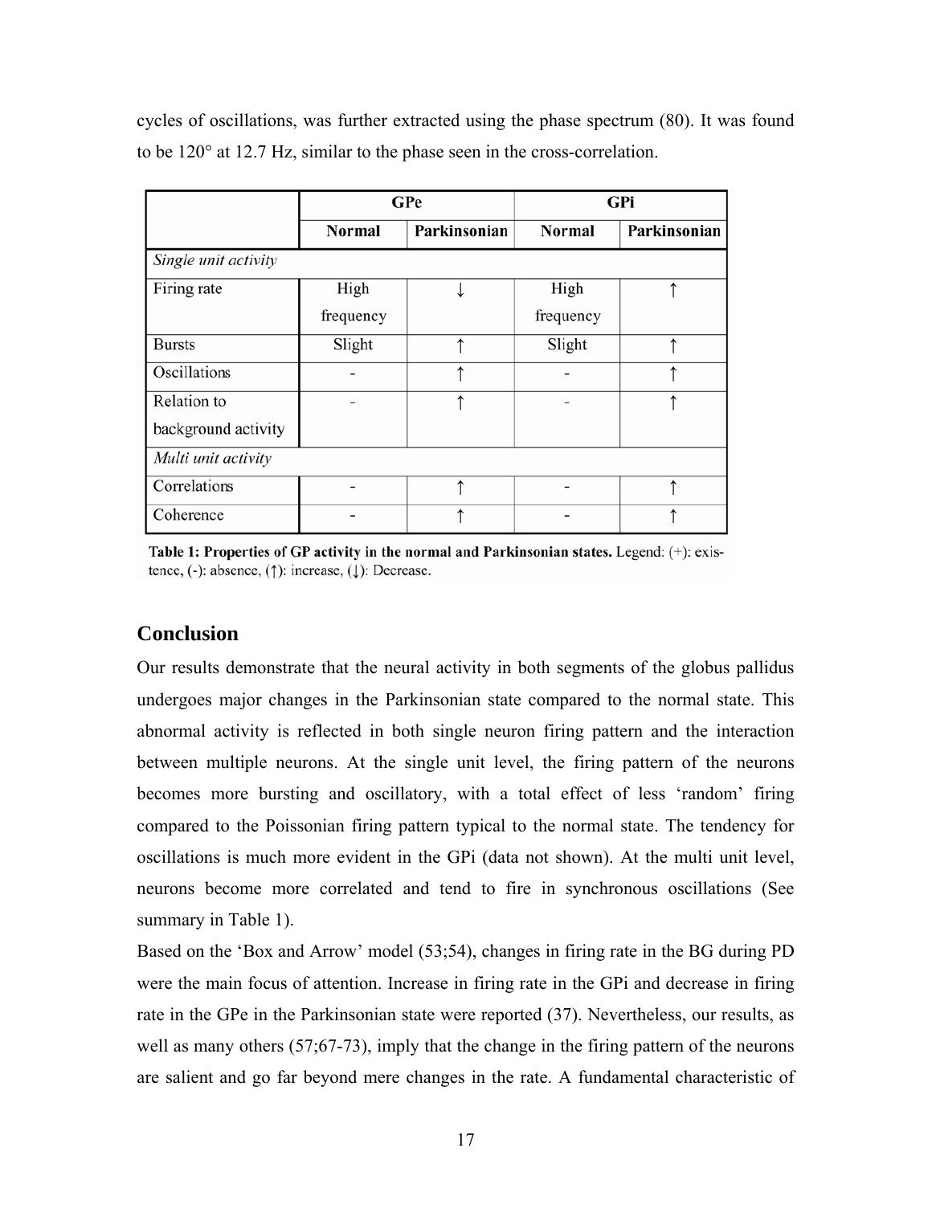cycles of oscillations, was further extracted using the phase spectrum (80). It was found to be 120° at 12.7 Hz, similar to the phase seen in the cross-correlation.

| | GPe | | GPi | |
|---|---|---|---|---|
| | **Normal** | **Parkinsonian** | **Normal** | **Parkinsonian** |
| *Single unit activity* | | | | |
| Firing rate | High frequency | ↓ | High frequency | ↑ |
| Bursts | Slight | ↑ | Slight | ↑ |
| Oscillations | - | ↑ | - | ↑ |
| Relation to background activity | - | ↑ | - | ↑ |
| *Multi unit activity* | | | | |
| Correlations | - | ↑ | - | ↑ |
| Coherence | - | ↑ | - | ↑ |

**Table 1: Properties of GP activity in the normal and Parkinsonian states.** Legend: (+): existence, (-): absence, (↑): increase, (↓): Decrease.

## Conclusion

Our results demonstrate that the neural activity in both segments of the globus pallidus undergoes major changes in the Parkinsonian state compared to the normal state. This abnormal activity is reflected in both single neuron firing pattern and the interaction between multiple neurons. At the single unit level, the firing pattern of the neurons becomes more bursting and oscillatory, with a total effect of less 'random' firing compared to the Poissonian firing pattern typical to the normal state. The tendency for oscillations is much more evident in the GPi (data not shown). At the multi unit level, neurons become more correlated and tend to fire in synchronous oscillations (See summary in Table 1).

Based on the 'Box and Arrow' model (53;54), changes in firing rate in the BG during PD were the main focus of attention. Increase in firing rate in the GPi and decrease in firing rate in the GPe in the Parkinsonian state were reported (37). Nevertheless, our results, as well as many others (57;67-73), imply that the change in the firing pattern of the neurons are salient and go far beyond mere changes in the rate. A fundamental characteristic of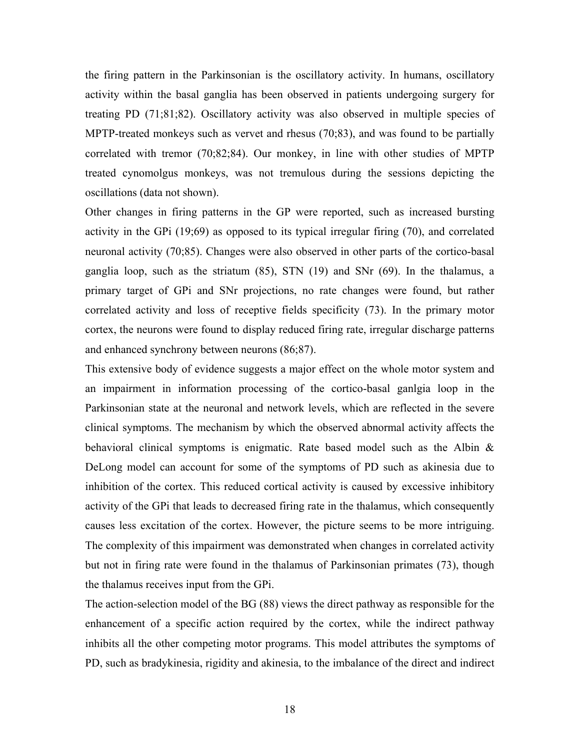the firing pattern in the Parkinsonian is the oscillatory activity. In humans, oscillatory activity within the basal ganglia has been observed in patients undergoing surgery for treating PD (71;81;82). Oscillatory activity was also observed in multiple species of MPTP-treated monkeys such as vervet and rhesus (70;83), and was found to be partially correlated with tremor (70;82;84). Our monkey, in line with other studies of MPTP treated cynomolgus monkeys, was not tremulous during the sessions depicting the oscillations (data not shown).

Other changes in firing patterns in the GP were reported, such as increased bursting activity in the GPi (19;69) as opposed to its typical irregular firing (70), and correlated neuronal activity (70;85). Changes were also observed in other parts of the cortico-basal ganglia loop, such as the striatum (85), STN (19) and SNr (69). In the thalamus, a primary target of GPi and SNr projections, no rate changes were found, but rather correlated activity and loss of receptive fields specificity (73). In the primary motor cortex, the neurons were found to display reduced firing rate, irregular discharge patterns and enhanced synchrony between neurons (86;87).

This extensive body of evidence suggests a major effect on the whole motor system and an impairment in information processing of the cortico-basal ganlgia loop in the Parkinsonian state at the neuronal and network levels, which are reflected in the severe clinical symptoms. The mechanism by which the observed abnormal activity affects the behavioral clinical symptoms is enigmatic. Rate based model such as the Albin & DeLong model can account for some of the symptoms of PD such as akinesia due to inhibition of the cortex. This reduced cortical activity is caused by excessive inhibitory activity of the GPi that leads to decreased firing rate in the thalamus, which consequently causes less excitation of the cortex. However, the picture seems to be more intriguing. The complexity of this impairment was demonstrated when changes in correlated activity but not in firing rate were found in the thalamus of Parkinsonian primates (73), though the thalamus receives input from the GPi.

The action-selection model of the BG (88) views the direct pathway as responsible for the enhancement of a specific action required by the cortex, while the indirect pathway inhibits all the other competing motor programs. This model attributes the symptoms of PD, such as bradykinesia, rigidity and akinesia, to the imbalance of the direct and indirect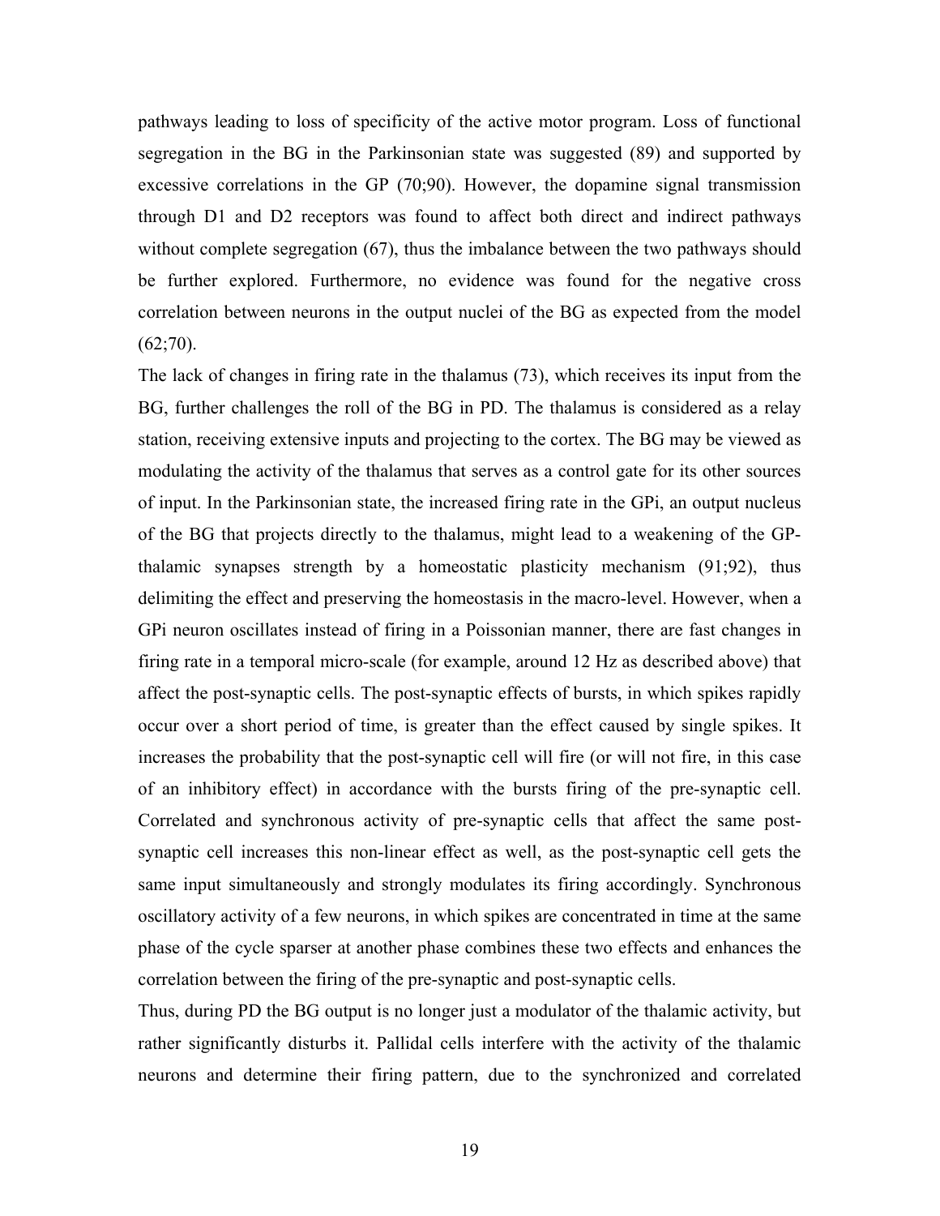pathways leading to loss of specificity of the active motor program. Loss of functional segregation in the BG in the Parkinsonian state was suggested (89) and supported by excessive correlations in the GP (70;90). However, the dopamine signal transmission through D1 and D2 receptors was found to affect both direct and indirect pathways without complete segregation (67), thus the imbalance between the two pathways should be further explored. Furthermore, no evidence was found for the negative cross correlation between neurons in the output nuclei of the BG as expected from the model (62;70).

The lack of changes in firing rate in the thalamus (73), which receives its input from the BG, further challenges the roll of the BG in PD. The thalamus is considered as a relay station, receiving extensive inputs and projecting to the cortex. The BG may be viewed as modulating the activity of the thalamus that serves as a control gate for its other sources of input. In the Parkinsonian state, the increased firing rate in the GPi, an output nucleus of the BG that projects directly to the thalamus, might lead to a weakening of the GP-thalamic synapses strength by a homeostatic plasticity mechanism (91;92), thus delimiting the effect and preserving the homeostasis in the macro-level. However, when a GPi neuron oscillates instead of firing in a Poissonian manner, there are fast changes in firing rate in a temporal micro-scale (for example, around 12 Hz as described above) that affect the post-synaptic cells. The post-synaptic effects of bursts, in which spikes rapidly occur over a short period of time, is greater than the effect caused by single spikes. It increases the probability that the post-synaptic cell will fire (or will not fire, in this case of an inhibitory effect) in accordance with the bursts firing of the pre-synaptic cell. Correlated and synchronous activity of pre-synaptic cells that affect the same post-synaptic cell increases this non-linear effect as well, as the post-synaptic cell gets the same input simultaneously and strongly modulates its firing accordingly. Synchronous oscillatory activity of a few neurons, in which spikes are concentrated in time at the same phase of the cycle sparser at another phase combines these two effects and enhances the correlation between the firing of the pre-synaptic and post-synaptic cells.

Thus, during PD the BG output is no longer just a modulator of the thalamic activity, but rather significantly disturbs it. Pallidal cells interfere with the activity of the thalamic neurons and determine their firing pattern, due to the synchronized and correlated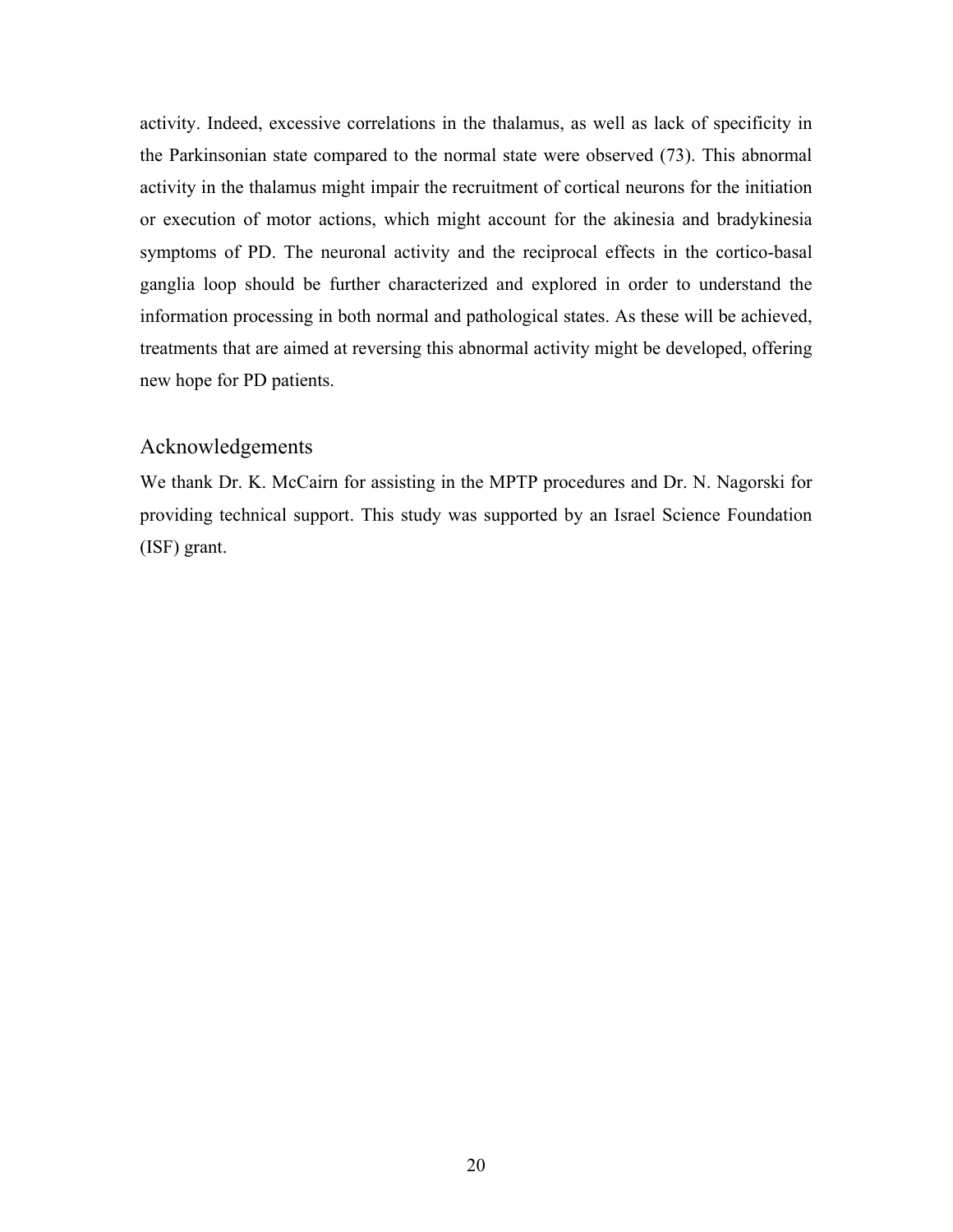activity. Indeed, excessive correlations in the thalamus, as well as lack of specificity in the Parkinsonian state compared to the normal state were observed (73). This abnormal activity in the thalamus might impair the recruitment of cortical neurons for the initiation or execution of motor actions, which might account for the akinesia and bradykinesia symptoms of PD. The neuronal activity and the reciprocal effects in the cortico-basal ganglia loop should be further characterized and explored in order to understand the information processing in both normal and pathological states. As these will be achieved, treatments that are aimed at reversing this abnormal activity might be developed, offering new hope for PD patients.

## Acknowledgements

We thank Dr. K. McCairn for assisting in the MPTP procedures and Dr. N. Nagorski for providing technical support. This study was supported by an Israel Science Foundation (ISF) grant.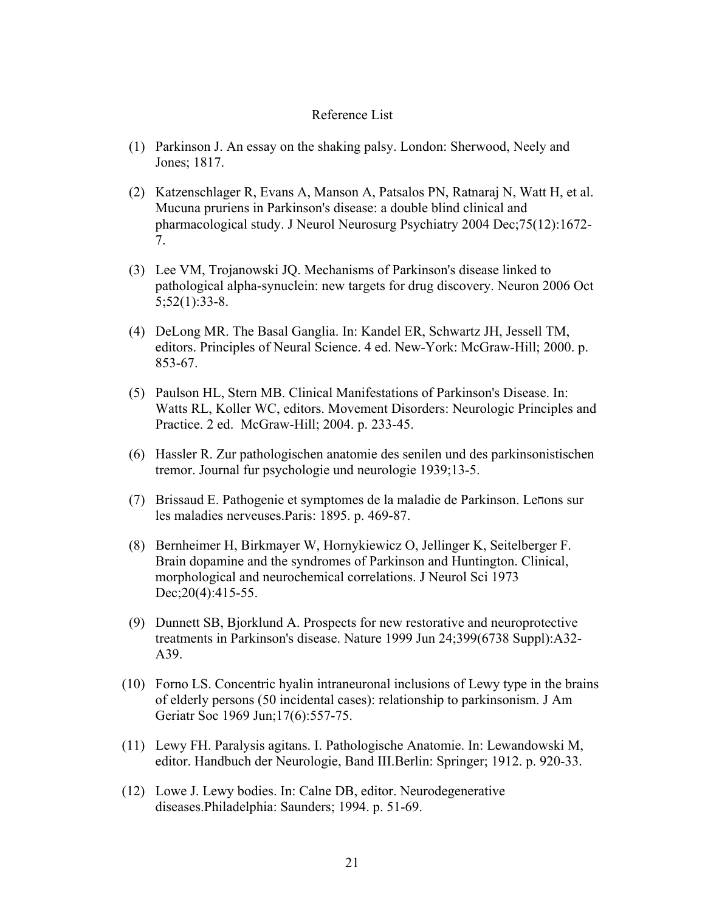# Reference List

(1) Parkinson J. An essay on the shaking palsy. London: Sherwood, Neely and Jones; 1817.

(2) Katzenschlager R, Evans A, Manson A, Patsalos PN, Ratnaraj N, Watt H, et al. Mucuna pruriens in Parkinson's disease: a double blind clinical and pharmacological study. J Neurol Neurosurg Psychiatry 2004 Dec;75(12):1672-7.

(3) Lee VM, Trojanowski JQ. Mechanisms of Parkinson's disease linked to pathological alpha-synuclein: new targets for drug discovery. Neuron 2006 Oct 5;52(1):33-8.

(4) DeLong MR. The Basal Ganglia. In: Kandel ER, Schwartz JH, Jessell TM, editors. Principles of Neural Science. 4 ed. New-York: McGraw-Hill; 2000. p. 853-67.

(5) Paulson HL, Stern MB. Clinical Manifestations of Parkinson's Disease. In: Watts RL, Koller WC, editors. Movement Disorders: Neurologic Principles and Practice. 2 ed. McGraw-Hill; 2004. p. 233-45.

(6) Hassler R. Zur pathologischen anatomie des senilen und des parkinsonistischen tremor. Journal fur psychologie und neurologie 1939;13-5.

(7) Brissaud E. Pathogenie et symptomes de la maladie de Parkinson. Le¬ons sur les maladies nerveuses.Paris: 1895. p. 469-87.

(8) Bernheimer H, Birkmayer W, Hornykiewicz O, Jellinger K, Seitelberger F. Brain dopamine and the syndromes of Parkinson and Huntington. Clinical, morphological and neurochemical correlations. J Neurol Sci 1973 Dec;20(4):415-55.

(9) Dunnett SB, Bjorklund A. Prospects for new restorative and neuroprotective treatments in Parkinson's disease. Nature 1999 Jun 24;399(6738 Suppl):A32-A39.

(10) Forno LS. Concentric hyalin intraneuronal inclusions of Lewy type in the brains of elderly persons (50 incidental cases): relationship to parkinsonism. J Am Geriatr Soc 1969 Jun;17(6):557-75.

(11) Lewy FH. Paralysis agitans. I. Pathologische Anatomie. In: Lewandowski M, editor. Handbuch der Neurologie, Band III.Berlin: Springer; 1912. p. 920-33.

(12) Lowe J. Lewy bodies. In: Calne DB, editor. Neurodegenerative diseases.Philadelphia: Saunders; 1994. p. 51-69.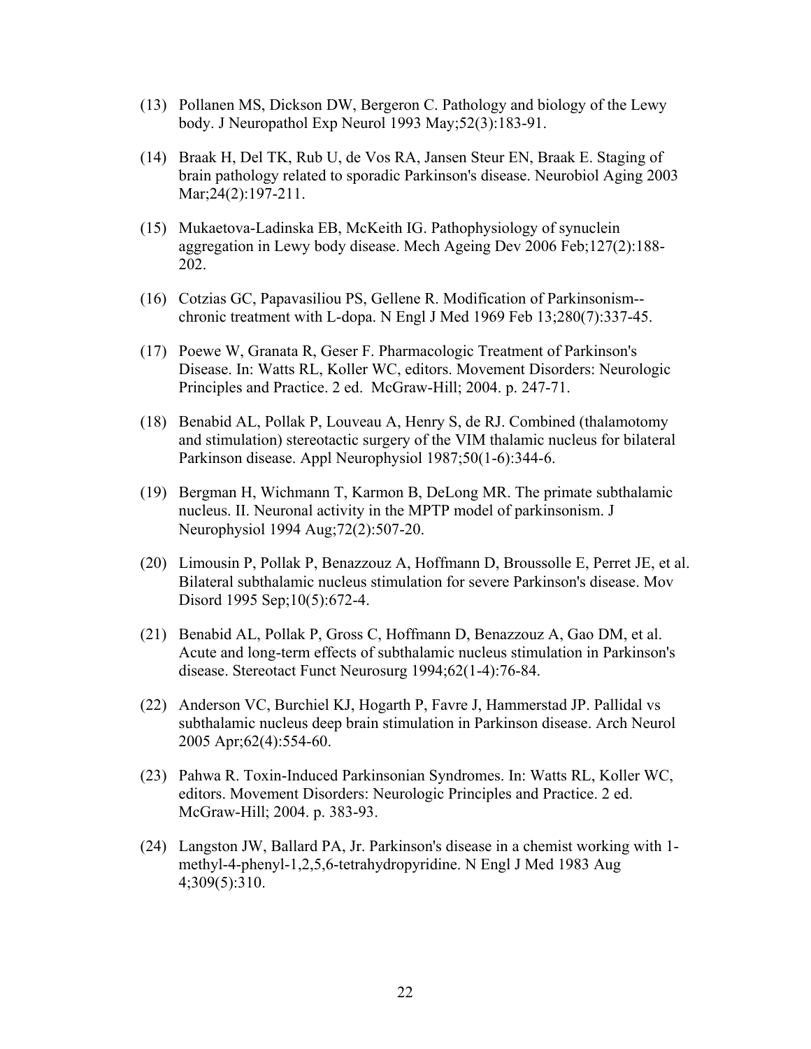(13) Pollanen MS, Dickson DW, Bergeron C. Pathology and biology of the Lewy body. J Neuropathol Exp Neurol 1993 May;52(3):183-91.

(14) Braak H, Del TK, Rub U, de Vos RA, Jansen Steur EN, Braak E. Staging of brain pathology related to sporadic Parkinson's disease. Neurobiol Aging 2003 Mar;24(2):197-211.

(15) Mukaetova-Ladinska EB, McKeith IG. Pathophysiology of synuclein aggregation in Lewy body disease. Mech Ageing Dev 2006 Feb;127(2):188-202.

(16) Cotzias GC, Papavasiliou PS, Gellene R. Modification of Parkinsonism--chronic treatment with L-dopa. N Engl J Med 1969 Feb 13;280(7):337-45.

(17) Poewe W, Granata R, Geser F. Pharmacologic Treatment of Parkinson's Disease. In: Watts RL, Koller WC, editors. Movement Disorders: Neurologic Principles and Practice. 2 ed. McGraw-Hill; 2004. p. 247-71.

(18) Benabid AL, Pollak P, Louveau A, Henry S, de RJ. Combined (thalamotomy and stimulation) stereotactic surgery of the VIM thalamic nucleus for bilateral Parkinson disease. Appl Neurophysiol 1987;50(1-6):344-6.

(19) Bergman H, Wichmann T, Karmon B, DeLong MR. The primate subthalamic nucleus. II. Neuronal activity in the MPTP model of parkinsonism. J Neurophysiol 1994 Aug;72(2):507-20.

(20) Limousin P, Pollak P, Benazzouz A, Hoffmann D, Broussolle E, Perret JE, et al. Bilateral subthalamic nucleus stimulation for severe Parkinson's disease. Mov Disord 1995 Sep;10(5):672-4.

(21) Benabid AL, Pollak P, Gross C, Hoffmann D, Benazzouz A, Gao DM, et al. Acute and long-term effects of subthalamic nucleus stimulation in Parkinson's disease. Stereotact Funct Neurosurg 1994;62(1-4):76-84.

(22) Anderson VC, Burchiel KJ, Hogarth P, Favre J, Hammerstad JP. Pallidal vs subthalamic nucleus deep brain stimulation in Parkinson disease. Arch Neurol 2005 Apr;62(4):554-60.

(23) Pahwa R. Toxin-Induced Parkinsonian Syndromes. In: Watts RL, Koller WC, editors. Movement Disorders: Neurologic Principles and Practice. 2 ed. McGraw-Hill; 2004. p. 383-93.

(24) Langston JW, Ballard PA, Jr. Parkinson's disease in a chemist working with 1-methyl-4-phenyl-1,2,5,6-tetrahydropyridine. N Engl J Med 1983 Aug 4;309(5):310.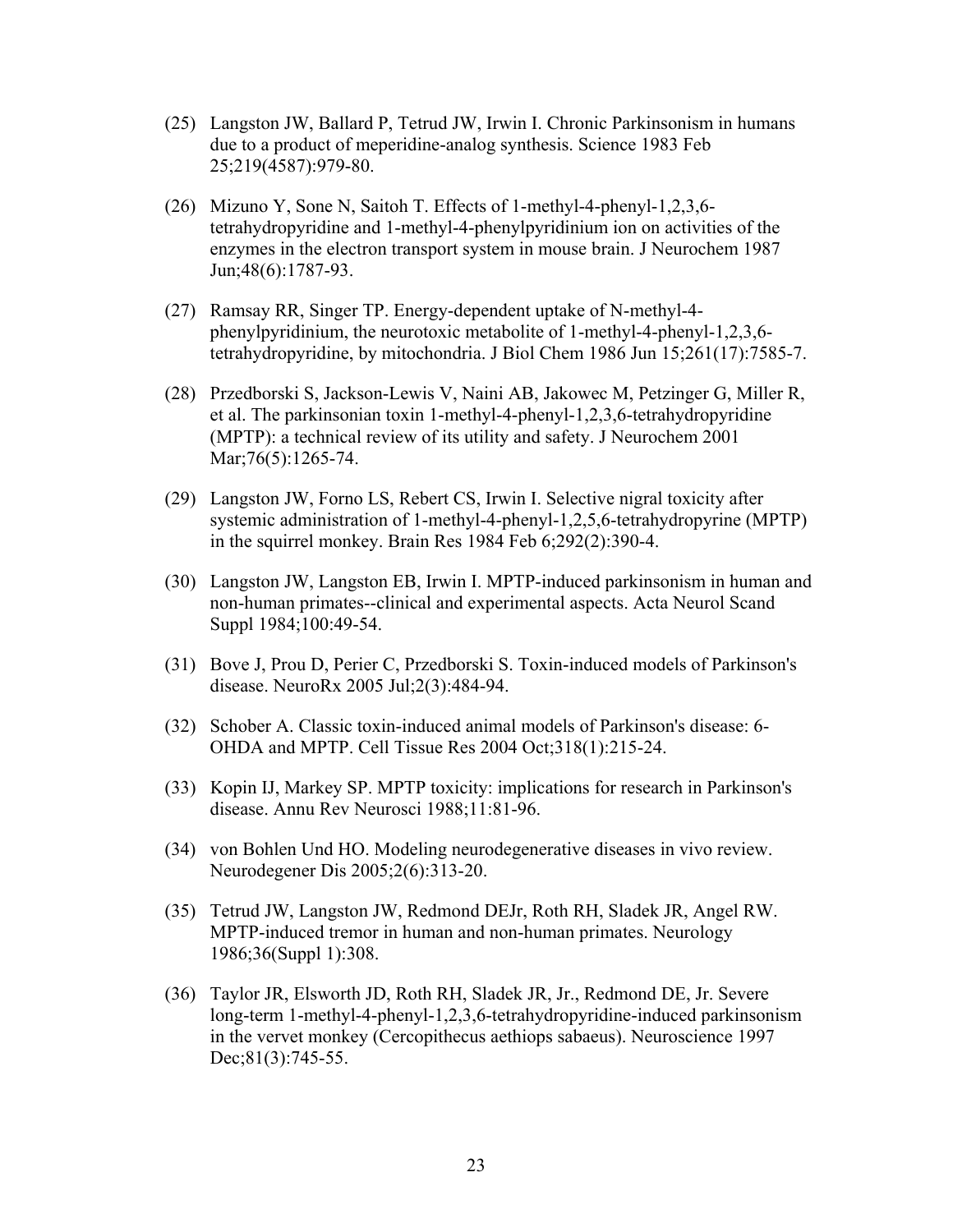(25) Langston JW, Ballard P, Tetrud JW, Irwin I. Chronic Parkinsonism in humans due to a product of meperidine-analog synthesis. Science 1983 Feb 25;219(4587):979-80.

(26) Mizuno Y, Sone N, Saitoh T. Effects of 1-methyl-4-phenyl-1,2,3,6-tetrahydropyridine and 1-methyl-4-phenylpyridinium ion on activities of the enzymes in the electron transport system in mouse brain. J Neurochem 1987 Jun;48(6):1787-93.

(27) Ramsay RR, Singer TP. Energy-dependent uptake of N-methyl-4-phenylpyridinium, the neurotoxic metabolite of 1-methyl-4-phenyl-1,2,3,6-tetrahydropyridine, by mitochondria. J Biol Chem 1986 Jun 15;261(17):7585-7.

(28) Przedborski S, Jackson-Lewis V, Naini AB, Jakowec M, Petzinger G, Miller R, et al. The parkinsonian toxin 1-methyl-4-phenyl-1,2,3,6-tetrahydropyridine (MPTP): a technical review of its utility and safety. J Neurochem 2001 Mar;76(5):1265-74.

(29) Langston JW, Forno LS, Rebert CS, Irwin I. Selective nigral toxicity after systemic administration of 1-methyl-4-phenyl-1,2,5,6-tetrahydropyrine (MPTP) in the squirrel monkey. Brain Res 1984 Feb 6;292(2):390-4.

(30) Langston JW, Langston EB, Irwin I. MPTP-induced parkinsonism in human and non-human primates--clinical and experimental aspects. Acta Neurol Scand Suppl 1984;100:49-54.

(31) Bove J, Prou D, Perier C, Przedborski S. Toxin-induced models of Parkinson's disease. NeuroRx 2005 Jul;2(3):484-94.

(32) Schober A. Classic toxin-induced animal models of Parkinson's disease: 6-OHDA and MPTP. Cell Tissue Res 2004 Oct;318(1):215-24.

(33) Kopin IJ, Markey SP. MPTP toxicity: implications for research in Parkinson's disease. Annu Rev Neurosci 1988;11:81-96.

(34) von Bohlen Und HO. Modeling neurodegenerative diseases in vivo review. Neurodegener Dis 2005;2(6):313-20.

(35) Tetrud JW, Langston JW, Redmond DEJr, Roth RH, Sladek JR, Angel RW. MPTP-induced tremor in human and non-human primates. Neurology 1986;36(Suppl 1):308.

(36) Taylor JR, Elsworth JD, Roth RH, Sladek JR, Jr., Redmond DE, Jr. Severe long-term 1-methyl-4-phenyl-1,2,3,6-tetrahydropyridine-induced parkinsonism in the vervet monkey (Cercopithecus aethiops sabaeus). Neuroscience 1997 Dec;81(3):745-55.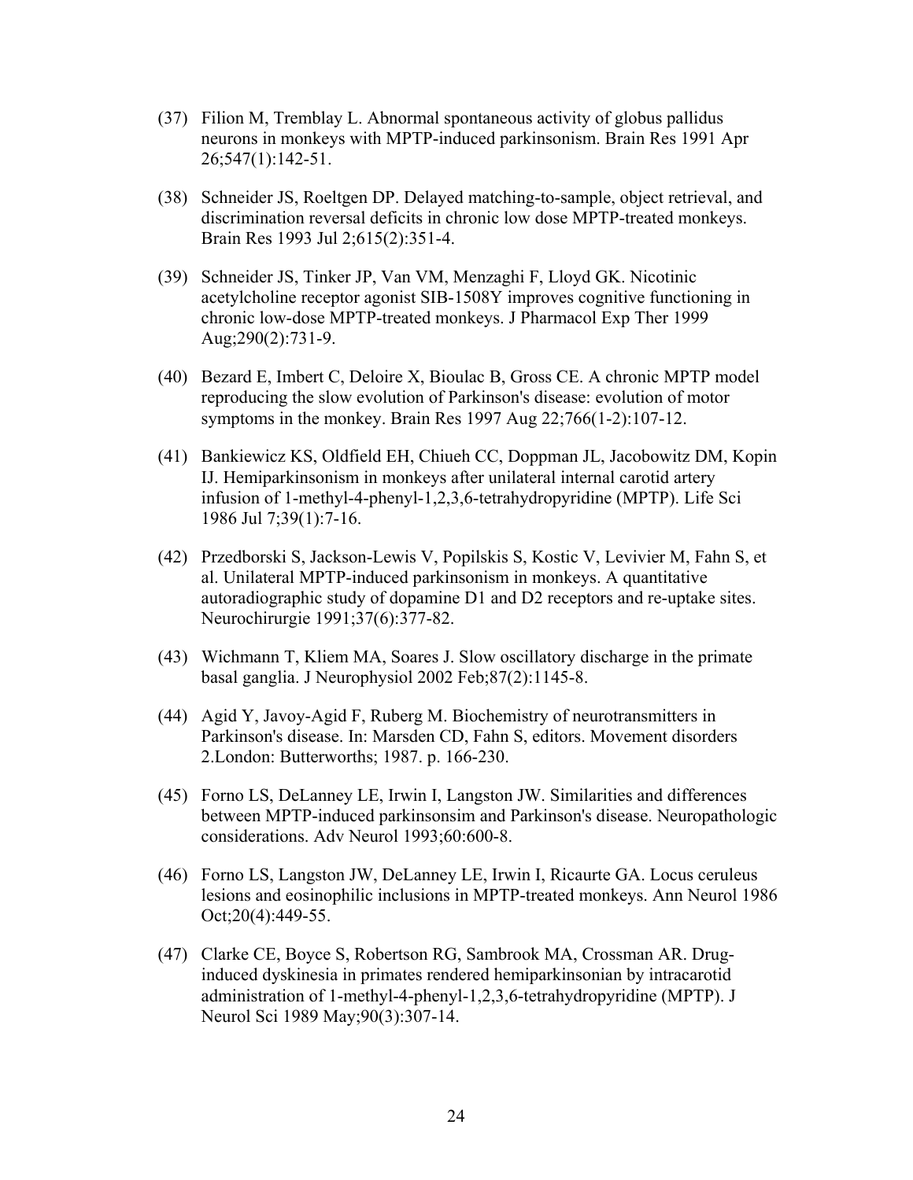(37) Filion M, Tremblay L. Abnormal spontaneous activity of globus pallidus neurons in monkeys with MPTP-induced parkinsonism. Brain Res 1991 Apr 26;547(1):142-51.

(38) Schneider JS, Roeltgen DP. Delayed matching-to-sample, object retrieval, and discrimination reversal deficits in chronic low dose MPTP-treated monkeys. Brain Res 1993 Jul 2;615(2):351-4.

(39) Schneider JS, Tinker JP, Van VM, Menzaghi F, Lloyd GK. Nicotinic acetylcholine receptor agonist SIB-1508Y improves cognitive functioning in chronic low-dose MPTP-treated monkeys. J Pharmacol Exp Ther 1999 Aug;290(2):731-9.

(40) Bezard E, Imbert C, Deloire X, Bioulac B, Gross CE. A chronic MPTP model reproducing the slow evolution of Parkinson's disease: evolution of motor symptoms in the monkey. Brain Res 1997 Aug 22;766(1-2):107-12.

(41) Bankiewicz KS, Oldfield EH, Chiueh CC, Doppman JL, Jacobowitz DM, Kopin IJ. Hemiparkinsonism in monkeys after unilateral internal carotid artery infusion of 1-methyl-4-phenyl-1,2,3,6-tetrahydropyridine (MPTP). Life Sci 1986 Jul 7;39(1):7-16.

(42) Przedborski S, Jackson-Lewis V, Popilskis S, Kostic V, Levivier M, Fahn S, et al. Unilateral MPTP-induced parkinsonism in monkeys. A quantitative autoradiographic study of dopamine D1 and D2 receptors and re-uptake sites. Neurochirurgie 1991;37(6):377-82.

(43) Wichmann T, Kliem MA, Soares J. Slow oscillatory discharge in the primate basal ganglia. J Neurophysiol 2002 Feb;87(2):1145-8.

(44) Agid Y, Javoy-Agid F, Ruberg M. Biochemistry of neurotransmitters in Parkinson's disease. In: Marsden CD, Fahn S, editors. Movement disorders 2.London: Butterworths; 1987. p. 166-230.

(45) Forno LS, DeLanney LE, Irwin I, Langston JW. Similarities and differences between MPTP-induced parkinsonsim and Parkinson's disease. Neuropathologic considerations. Adv Neurol 1993;60:600-8.

(46) Forno LS, Langston JW, DeLanney LE, Irwin I, Ricaurte GA. Locus ceruleus lesions and eosinophilic inclusions in MPTP-treated monkeys. Ann Neurol 1986 Oct;20(4):449-55.

(47) Clarke CE, Boyce S, Robertson RG, Sambrook MA, Crossman AR. Drug-induced dyskinesia in primates rendered hemiparkinsonian by intracarotid administration of 1-methyl-4-phenyl-1,2,3,6-tetrahydropyridine (MPTP). J Neurol Sci 1989 May;90(3):307-14.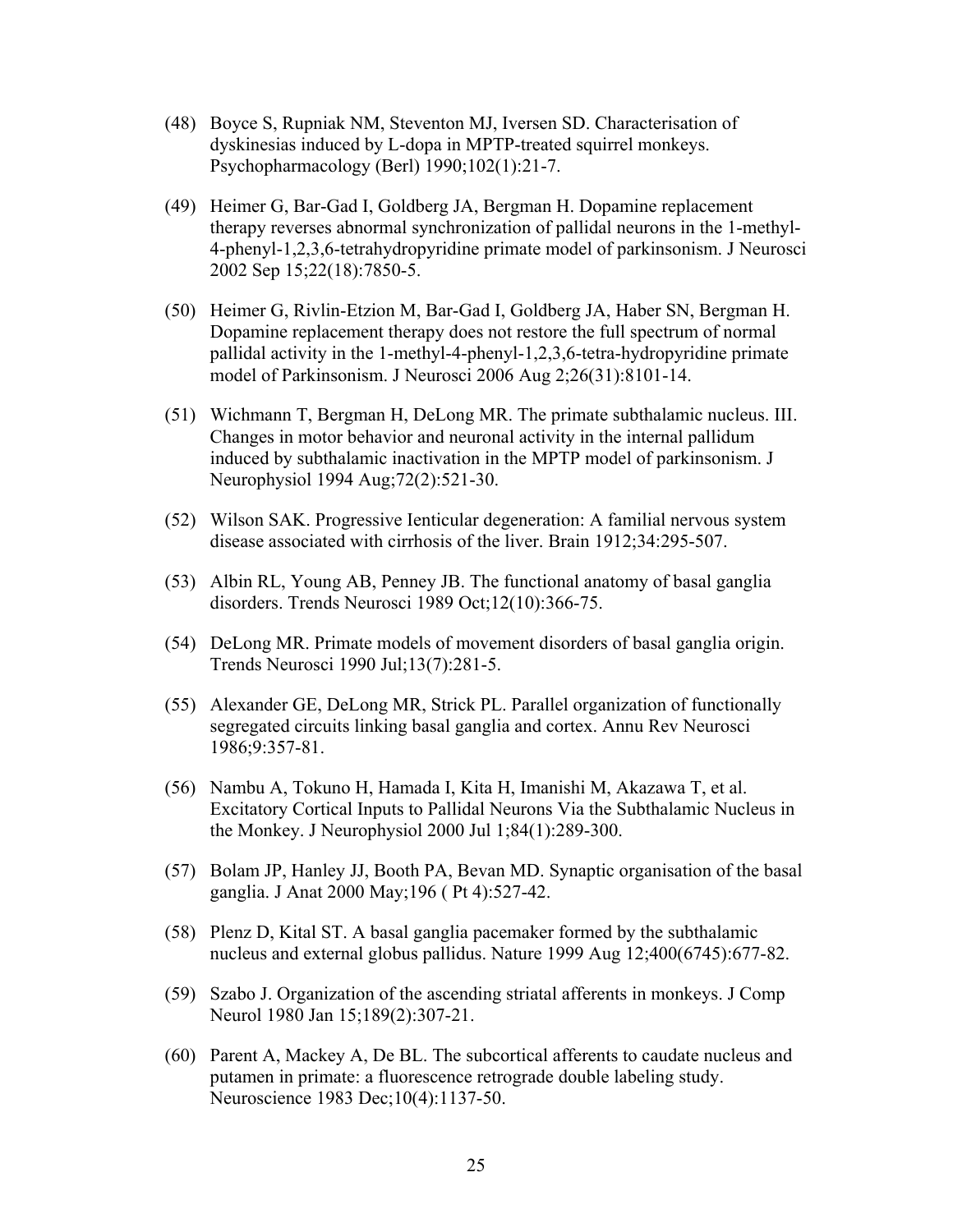(48) Boyce S, Rupniak NM, Steventon MJ, Iversen SD. Characterisation of dyskinesias induced by L-dopa in MPTP-treated squirrel monkeys. Psychopharmacology (Berl) 1990;102(1):21-7.

(49) Heimer G, Bar-Gad I, Goldberg JA, Bergman H. Dopamine replacement therapy reverses abnormal synchronization of pallidal neurons in the 1-methyl-4-phenyl-1,2,3,6-tetrahydropyridine primate model of parkinsonism. J Neurosci 2002 Sep 15;22(18):7850-5.

(50) Heimer G, Rivlin-Etzion M, Bar-Gad I, Goldberg JA, Haber SN, Bergman H. Dopamine replacement therapy does not restore the full spectrum of normal pallidal activity in the 1-methyl-4-phenyl-1,2,3,6-tetra-hydropyridine primate model of Parkinsonism. J Neurosci 2006 Aug 2;26(31):8101-14.

(51) Wichmann T, Bergman H, DeLong MR. The primate subthalamic nucleus. III. Changes in motor behavior and neuronal activity in the internal pallidum induced by subthalamic inactivation in the MPTP model of parkinsonism. J Neurophysiol 1994 Aug;72(2):521-30.

(52) Wilson SAK. Progressive Ienticular degeneration: A familial nervous system disease associated with cirrhosis of the liver. Brain 1912;34:295-507.

(53) Albin RL, Young AB, Penney JB. The functional anatomy of basal ganglia disorders. Trends Neurosci 1989 Oct;12(10):366-75.

(54) DeLong MR. Primate models of movement disorders of basal ganglia origin. Trends Neurosci 1990 Jul;13(7):281-5.

(55) Alexander GE, DeLong MR, Strick PL. Parallel organization of functionally segregated circuits linking basal ganglia and cortex. Annu Rev Neurosci 1986;9:357-81.

(56) Nambu A, Tokuno H, Hamada I, Kita H, Imanishi M, Akazawa T, et al. Excitatory Cortical Inputs to Pallidal Neurons Via the Subthalamic Nucleus in the Monkey. J Neurophysiol 2000 Jul 1;84(1):289-300.

(57) Bolam JP, Hanley JJ, Booth PA, Bevan MD. Synaptic organisation of the basal ganglia. J Anat 2000 May;196 ( Pt 4):527-42.

(58) Plenz D, Kital ST. A basal ganglia pacemaker formed by the subthalamic nucleus and external globus pallidus. Nature 1999 Aug 12;400(6745):677-82.

(59) Szabo J. Organization of the ascending striatal afferents in monkeys. J Comp Neurol 1980 Jan 15;189(2):307-21.

(60) Parent A, Mackey A, De BL. The subcortical afferents to caudate nucleus and putamen in primate: a fluorescence retrograde double labeling study. Neuroscience 1983 Dec;10(4):1137-50.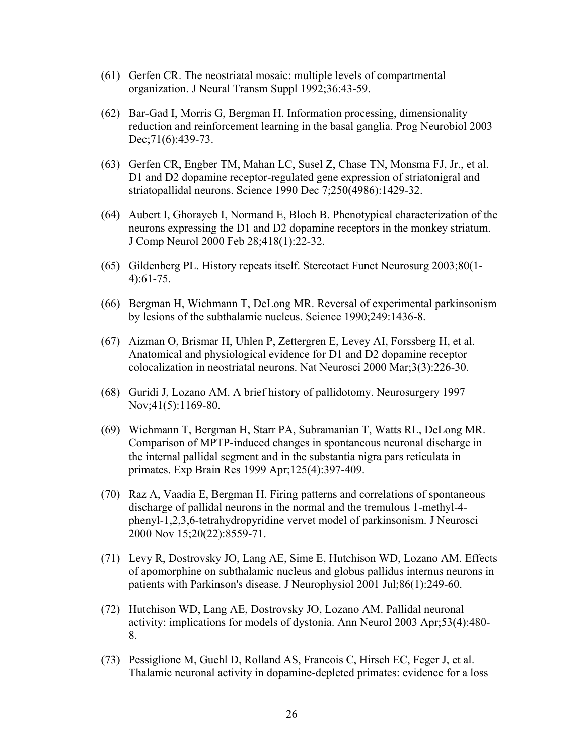(61) Gerfen CR. The neostriatal mosaic: multiple levels of compartmental organization. J Neural Transm Suppl 1992;36:43-59.

(62) Bar-Gad I, Morris G, Bergman H. Information processing, dimensionality reduction and reinforcement learning in the basal ganglia. Prog Neurobiol 2003 Dec;71(6):439-73.

(63) Gerfen CR, Engber TM, Mahan LC, Susel Z, Chase TN, Monsma FJ, Jr., et al. D1 and D2 dopamine receptor-regulated gene expression of striatonigral and striatopallidal neurons. Science 1990 Dec 7;250(4986):1429-32.

(64) Aubert I, Ghorayeb I, Normand E, Bloch B. Phenotypical characterization of the neurons expressing the D1 and D2 dopamine receptors in the monkey striatum. J Comp Neurol 2000 Feb 28;418(1):22-32.

(65) Gildenberg PL. History repeats itself. Stereotact Funct Neurosurg 2003;80(1-4):61-75.

(66) Bergman H, Wichmann T, DeLong MR. Reversal of experimental parkinsonism by lesions of the subthalamic nucleus. Science 1990;249:1436-8.

(67) Aizman O, Brismar H, Uhlen P, Zettergren E, Levey AI, Forssberg H, et al. Anatomical and physiological evidence for D1 and D2 dopamine receptor colocalization in neostriatal neurons. Nat Neurosci 2000 Mar;3(3):226-30.

(68) Guridi J, Lozano AM. A brief history of pallidotomy. Neurosurgery 1997 Nov;41(5):1169-80.

(69) Wichmann T, Bergman H, Starr PA, Subramanian T, Watts RL, DeLong MR. Comparison of MPTP-induced changes in spontaneous neuronal discharge in the internal pallidal segment and in the substantia nigra pars reticulata in primates. Exp Brain Res 1999 Apr;125(4):397-409.

(70) Raz A, Vaadia E, Bergman H. Firing patterns and correlations of spontaneous discharge of pallidal neurons in the normal and the tremulous 1-methyl-4-phenyl-1,2,3,6-tetrahydropyridine vervet model of parkinsonism. J Neurosci 2000 Nov 15;20(22):8559-71.

(71) Levy R, Dostrovsky JO, Lang AE, Sime E, Hutchison WD, Lozano AM. Effects of apomorphine on subthalamic nucleus and globus pallidus internus neurons in patients with Parkinson's disease. J Neurophysiol 2001 Jul;86(1):249-60.

(72) Hutchison WD, Lang AE, Dostrovsky JO, Lozano AM. Pallidal neuronal activity: implications for models of dystonia. Ann Neurol 2003 Apr;53(4):480-8.

(73) Pessiglione M, Guehl D, Rolland AS, Francois C, Hirsch EC, Feger J, et al. Thalamic neuronal activity in dopamine-depleted primates: evidence for a loss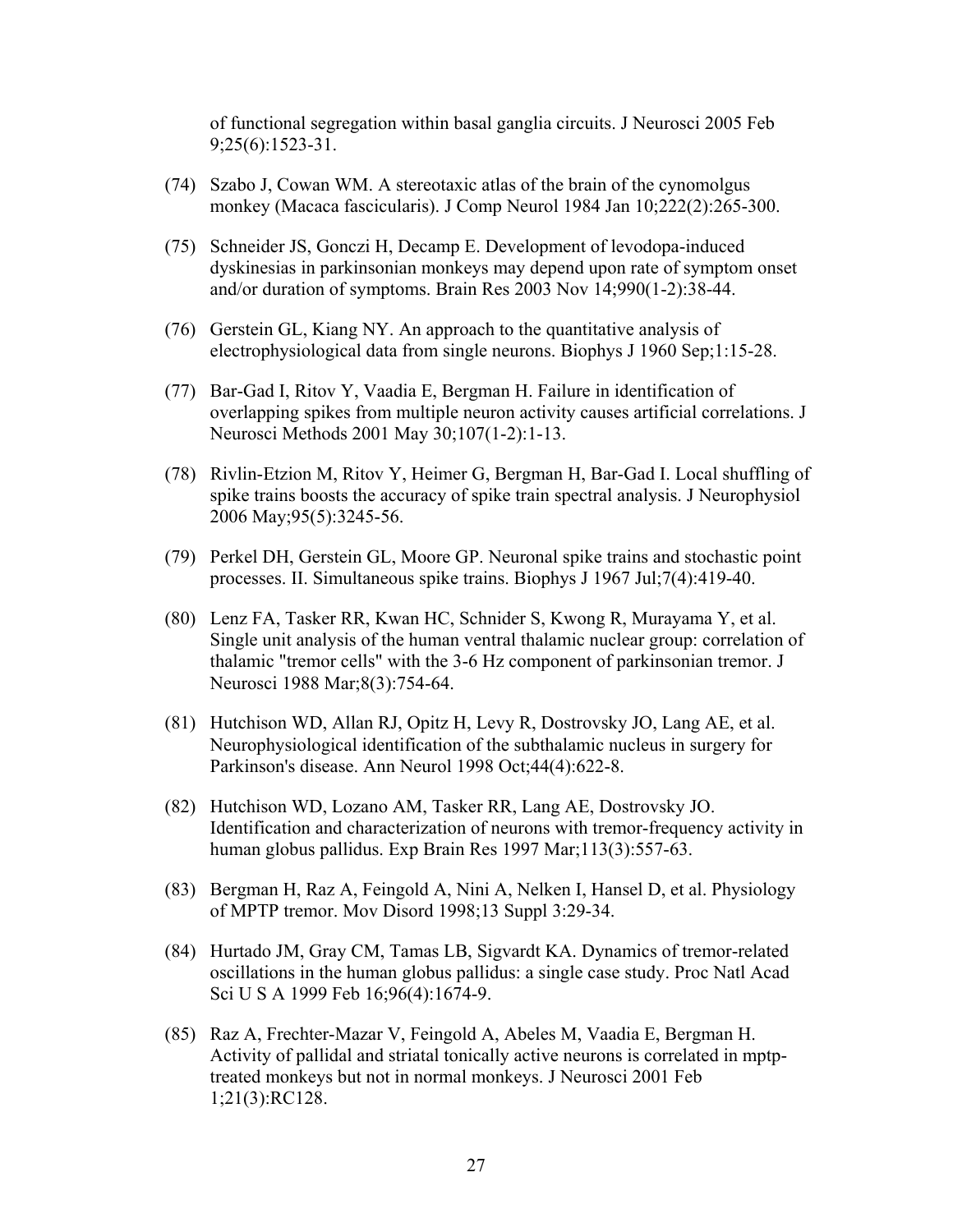of functional segregation within basal ganglia circuits. J Neurosci 2005 Feb 9;25(6):1523-31.

(74) Szabo J, Cowan WM. A stereotaxic atlas of the brain of the cynomolgus monkey (Macaca fascicularis). J Comp Neurol 1984 Jan 10;222(2):265-300.

(75) Schneider JS, Gonczi H, Decamp E. Development of levodopa-induced dyskinesias in parkinsonian monkeys may depend upon rate of symptom onset and/or duration of symptoms. Brain Res 2003 Nov 14;990(1-2):38-44.

(76) Gerstein GL, Kiang NY. An approach to the quantitative analysis of electrophysiological data from single neurons. Biophys J 1960 Sep;1:15-28.

(77) Bar-Gad I, Ritov Y, Vaadia E, Bergman H. Failure in identification of overlapping spikes from multiple neuron activity causes artificial correlations. J Neurosci Methods 2001 May 30;107(1-2):1-13.

(78) Rivlin-Etzion M, Ritov Y, Heimer G, Bergman H, Bar-Gad I. Local shuffling of spike trains boosts the accuracy of spike train spectral analysis. J Neurophysiol 2006 May;95(5):3245-56.

(79) Perkel DH, Gerstein GL, Moore GP. Neuronal spike trains and stochastic point processes. II. Simultaneous spike trains. Biophys J 1967 Jul;7(4):419-40.

(80) Lenz FA, Tasker RR, Kwan HC, Schnider S, Kwong R, Murayama Y, et al. Single unit analysis of the human ventral thalamic nuclear group: correlation of thalamic "tremor cells" with the 3-6 Hz component of parkinsonian tremor. J Neurosci 1988 Mar;8(3):754-64.

(81) Hutchison WD, Allan RJ, Opitz H, Levy R, Dostrovsky JO, Lang AE, et al. Neurophysiological identification of the subthalamic nucleus in surgery for Parkinson's disease. Ann Neurol 1998 Oct;44(4):622-8.

(82) Hutchison WD, Lozano AM, Tasker RR, Lang AE, Dostrovsky JO. Identification and characterization of neurons with tremor-frequency activity in human globus pallidus. Exp Brain Res 1997 Mar;113(3):557-63.

(83) Bergman H, Raz A, Feingold A, Nini A, Nelken I, Hansel D, et al. Physiology of MPTP tremor. Mov Disord 1998;13 Suppl 3:29-34.

(84) Hurtado JM, Gray CM, Tamas LB, Sigvardt KA. Dynamics of tremor-related oscillations in the human globus pallidus: a single case study. Proc Natl Acad Sci U S A 1999 Feb 16;96(4):1674-9.

(85) Raz A, Frechter-Mazar V, Feingold A, Abeles M, Vaadia E, Bergman H. Activity of pallidal and striatal tonically active neurons is correlated in mptp-treated monkeys but not in normal monkeys. J Neurosci 2001 Feb 1;21(3):RC128.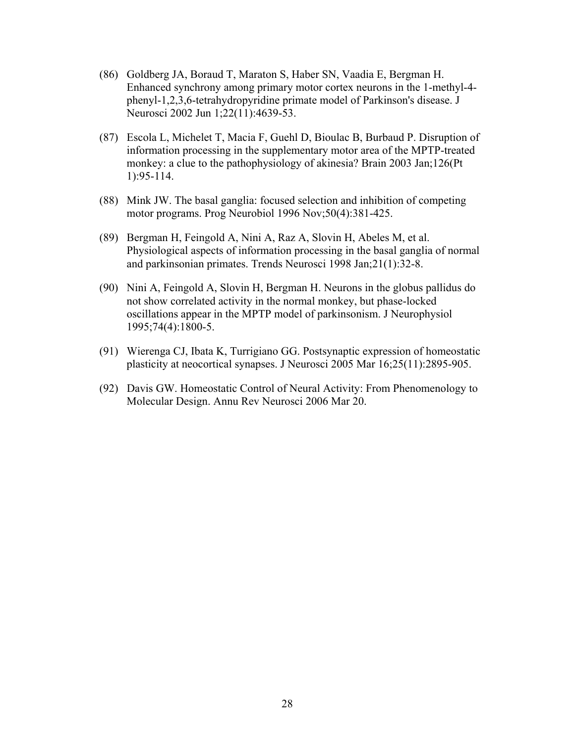(86) Goldberg JA, Boraud T, Maraton S, Haber SN, Vaadia E, Bergman H. Enhanced synchrony among primary motor cortex neurons in the 1-methyl-4-phenyl-1,2,3,6-tetrahydropyridine primate model of Parkinson's disease. J Neurosci 2002 Jun 1;22(11):4639-53.

(87) Escola L, Michelet T, Macia F, Guehl D, Bioulac B, Burbaud P. Disruption of information processing in the supplementary motor area of the MPTP-treated monkey: a clue to the pathophysiology of akinesia? Brain 2003 Jan;126(Pt 1):95-114.

(88) Mink JW. The basal ganglia: focused selection and inhibition of competing motor programs. Prog Neurobiol 1996 Nov;50(4):381-425.

(89) Bergman H, Feingold A, Nini A, Raz A, Slovin H, Abeles M, et al. Physiological aspects of information processing in the basal ganglia of normal and parkinsonian primates. Trends Neurosci 1998 Jan;21(1):32-8.

(90) Nini A, Feingold A, Slovin H, Bergman H. Neurons in the globus pallidus do not show correlated activity in the normal monkey, but phase-locked oscillations appear in the MPTP model of parkinsonism. J Neurophysiol 1995;74(4):1800-5.

(91) Wierenga CJ, Ibata K, Turrigiano GG. Postsynaptic expression of homeostatic plasticity at neocortical synapses. J Neurosci 2005 Mar 16;25(11):2895-905.

(92) Davis GW. Homeostatic Control of Neural Activity: From Phenomenology to Molecular Design. Annu Rev Neurosci 2006 Mar 20.